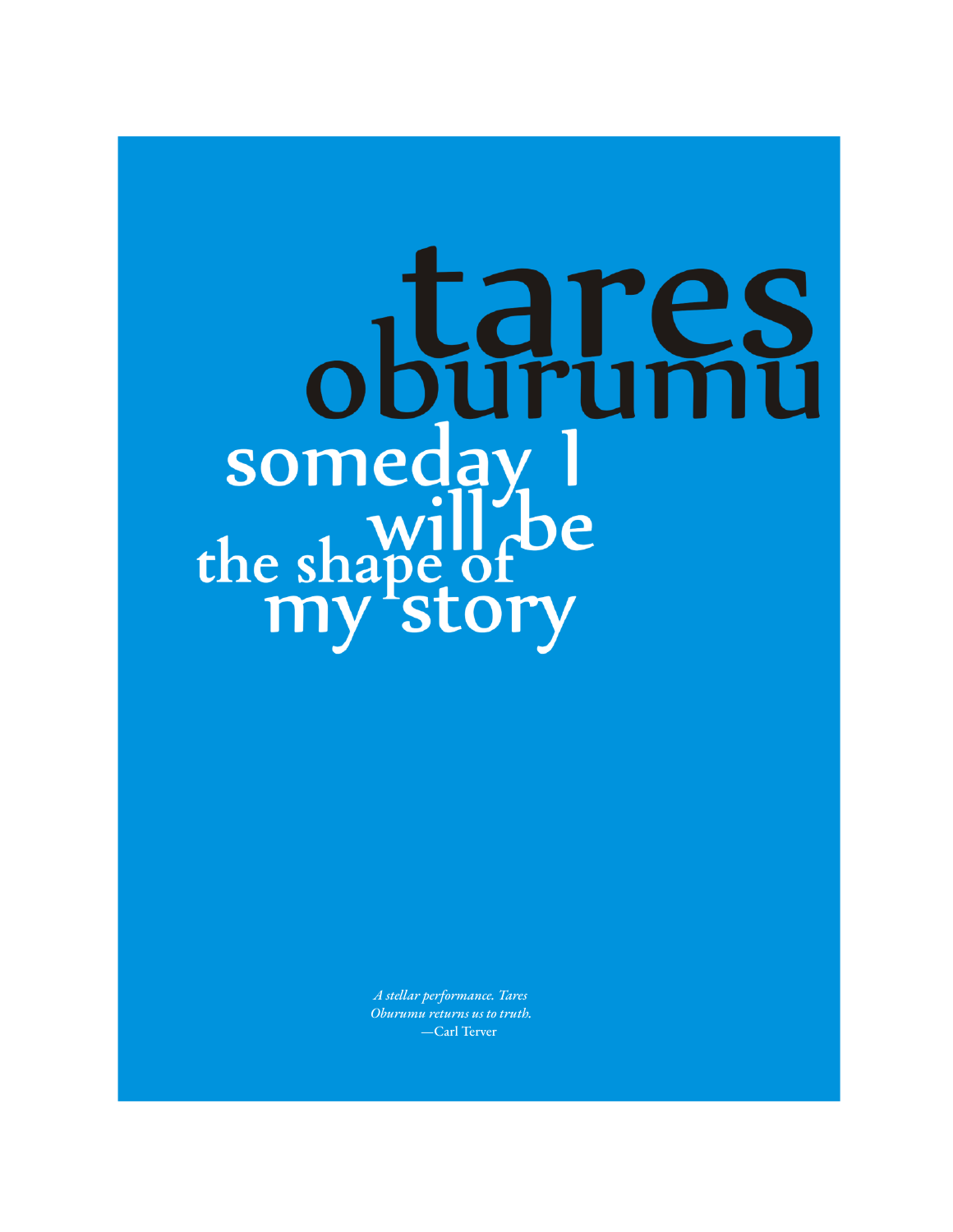# tares oburumu

## someday I will be the shape of my story

*A stellar performance. Tares Oburumu returns us to truth.*
—Carl Terver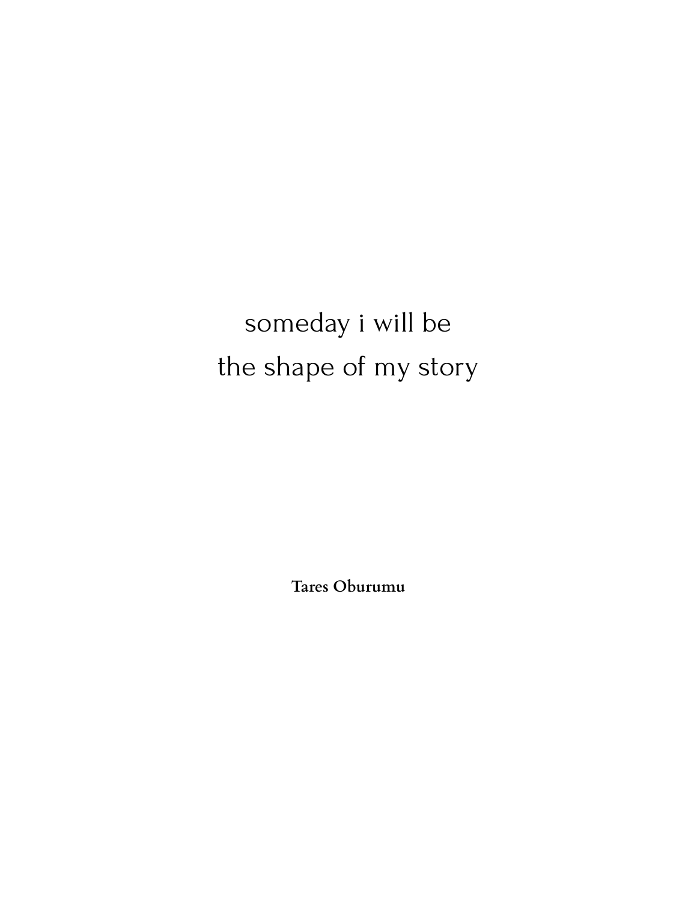# someday i will be the shape of my story

**Tares Oburumu**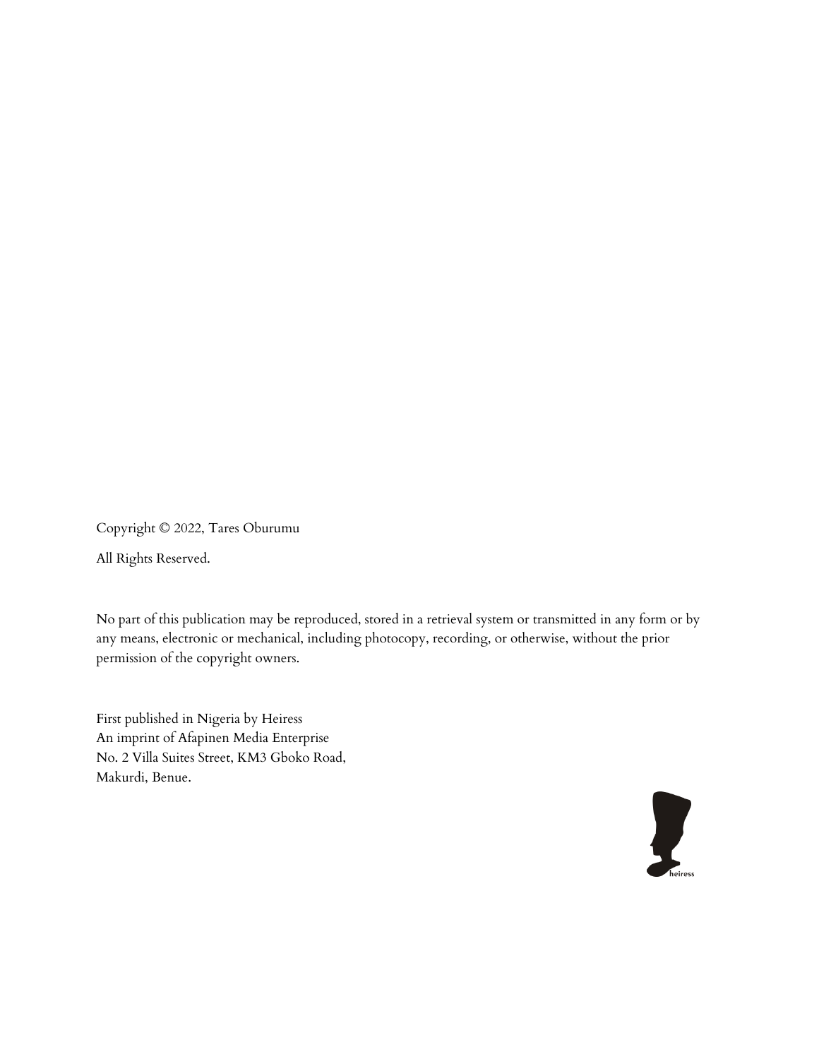Copyright © 2022, Tares Oburumu

All Rights Reserved.

No part of this publication may be reproduced, stored in a retrieval system or transmitted in any form or by any means, electronic or mechanical, including photocopy, recording, or otherwise, without the prior permission of the copyright owners.

First published in Nigeria by Heiress
An imprint of Afapinen Media Enterprise
No. 2 Villa Suites Street, KM3 Gboko Road,
Makurdi, Benue.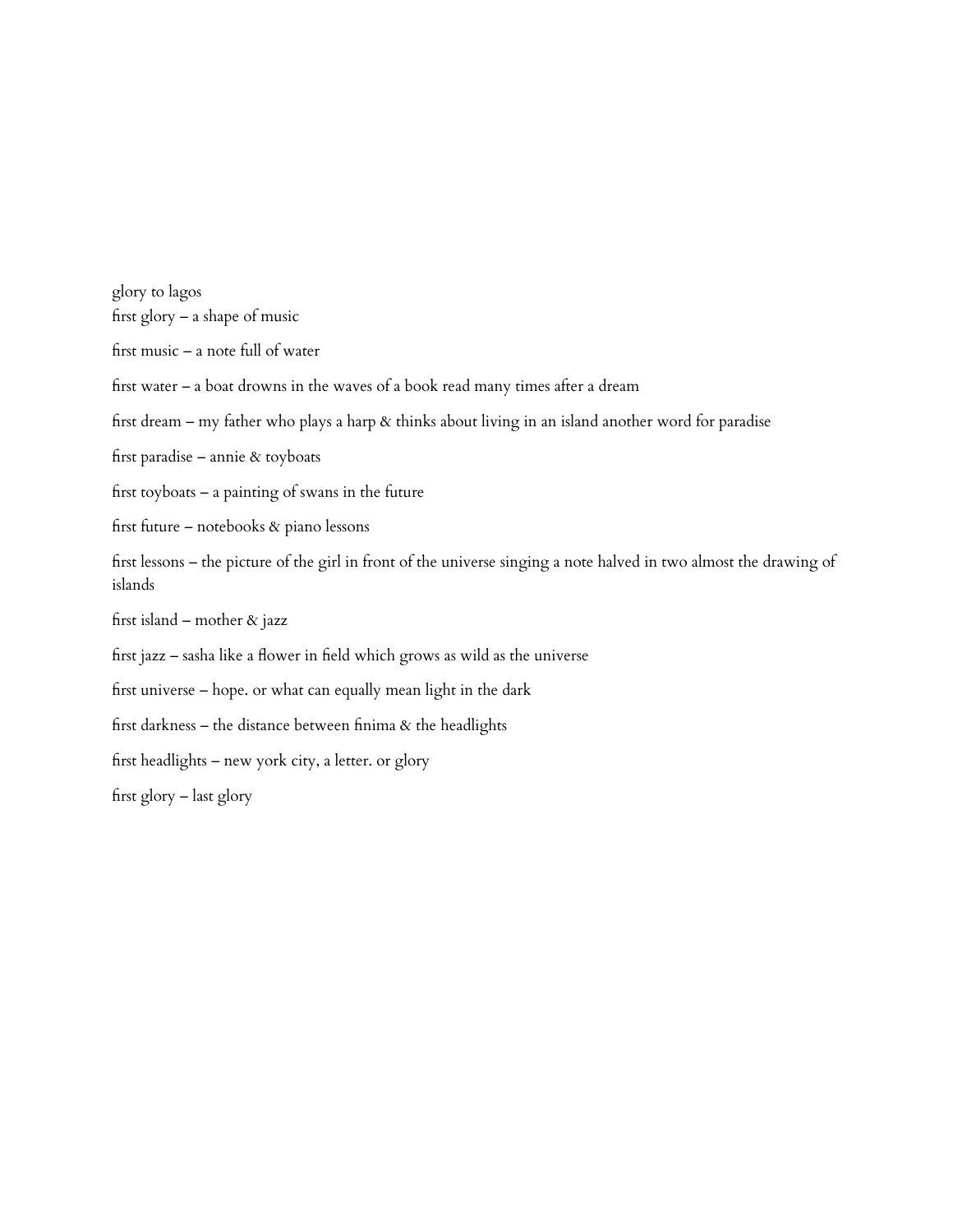glory to lagos

first glory – a shape of music

first music – a note full of water

first water – a boat drowns in the waves of a book read many times after a dream

first dream – my father who plays a harp & thinks about living in an island another word for paradise

first paradise – annie & toyboats

first toyboats – a painting of swans in the future

first future – notebooks & piano lessons

first lessons – the picture of the girl in front of the universe singing a note halved in two almost the drawing of islands

first island – mother & jazz

first jazz – sasha like a flower in field which grows as wild as the universe

first universe – hope. or what can equally mean light in the dark

first darkness – the distance between finima & the headlights

first headlights – new york city, a letter. or glory

first glory – last glory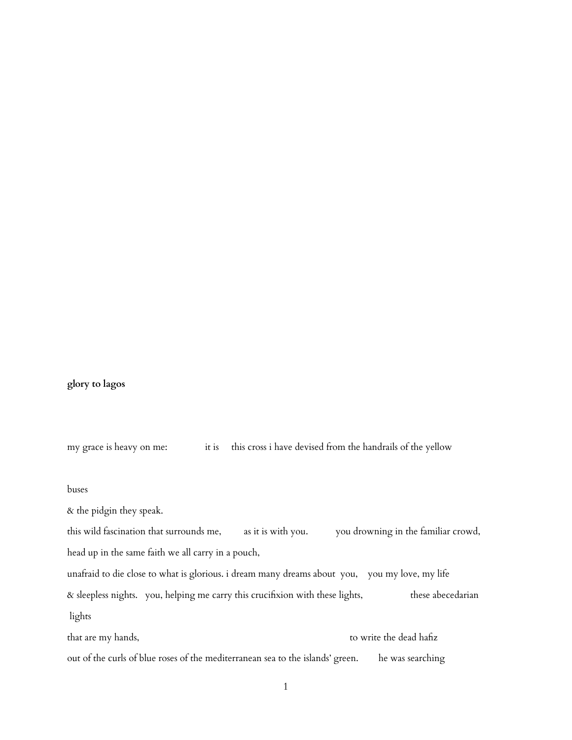**glory to lagos**

my grace is heavy on me:              it is     this cross i have devised from the handrails of the yellow

buses
& the pidgin they speak.
this wild fascination that surrounds me,         as it is with you.          you drowning in the familiar crowd,
head up in the same faith we all carry in a pouch,
unafraid to die close to what is glorious. i dream many dreams about  you,    you my love, my life
& sleepless nights.   you, helping me carry this crucifixion with these lights,                these abecedarian
 lights
that are my hands,                                                                            to write the dead hafiz
out of the curls of blue roses of the mediterranean sea to the islands' green.        he was searching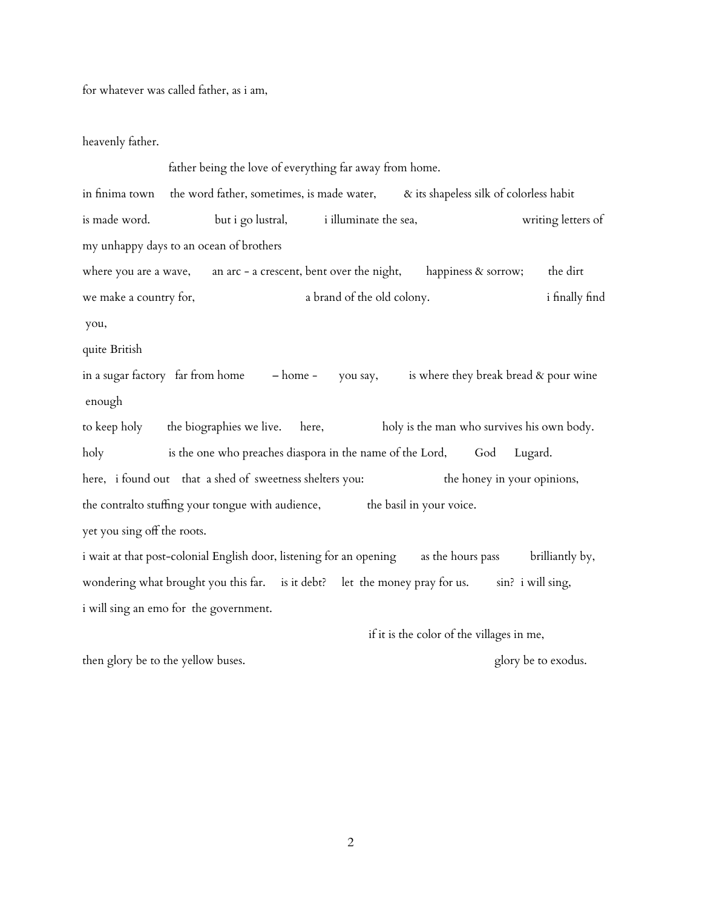for whatever was called father, as i am,

heavenly father.

father being the love of everything far away from home.

in finima town the word father, sometimes, is made water, & its shapeless silk of colorless habit

is made word. but i go lustral, i illuminate the sea, writing letters of

my unhappy days to an ocean of brothers

where you are a wave, an arc - a crescent, bent over the night, happiness & sorrow; the dirt

we make a country for, a brand of the old colony. i finally find

you,

quite British

in a sugar factory far from home – home - you say, is where they break bread & pour wine

enough

to keep holy the biographies we live. here, holy is the man who survives his own body.

holy is the one who preaches diaspora in the name of the Lord, God Lugard.

here, i found out that a shed of sweetness shelters you: the honey in your opinions,

the contralto stuffing your tongue with audience, the basil in your voice.

yet you sing off the roots.

i wait at that post-colonial English door, listening for an opening as the hours pass brilliantly by,

wondering what brought you this far. is it debt? let the money pray for us. sin? i will sing,

i will sing an emo for the government.

if it is the color of the villages in me,

then glory be to the yellow buses. glory be to exodus.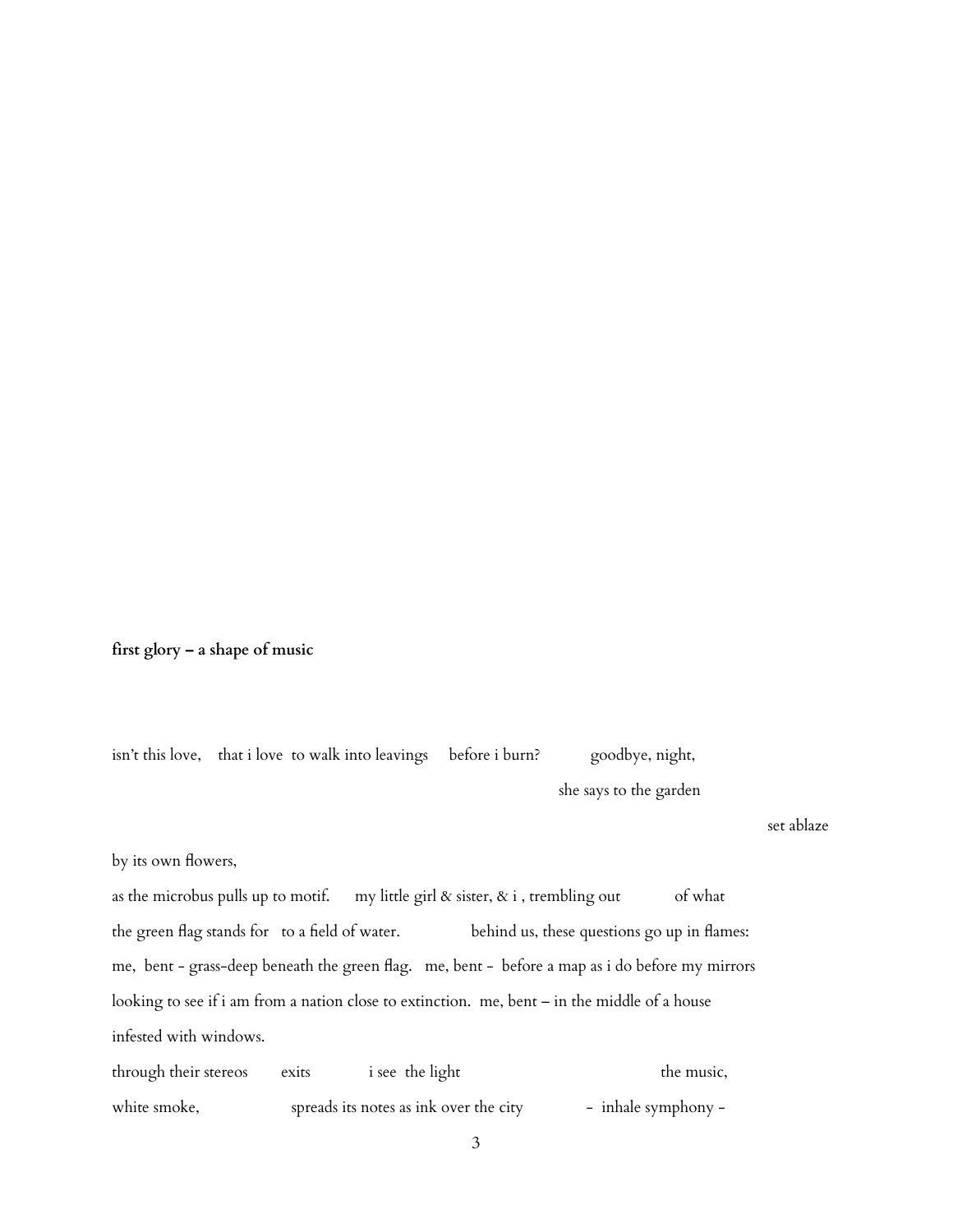**first glory – a shape of music**

isn't this love,    that i love  to walk into leavings     before i burn?          goodbye, night,

she says to the garden

set ablaze

by its own flowers,

as the microbus pulls up to motif.      my little girl & sister, & i , trembling out          of what

the green flag stands for   to a field of water.             behind us, these questions go up in flames:

me,  bent - grass-deep beneath the green flag.   me, bent -  before a map as i do before my mirrors

looking to see if i am from a nation close to extinction.  me, bent – in the middle of a house

infested with windows.

through their stereos        exits            i see  the light                                the music,

white smoke,                 spreads its notes as ink over the city            -  inhale symphony -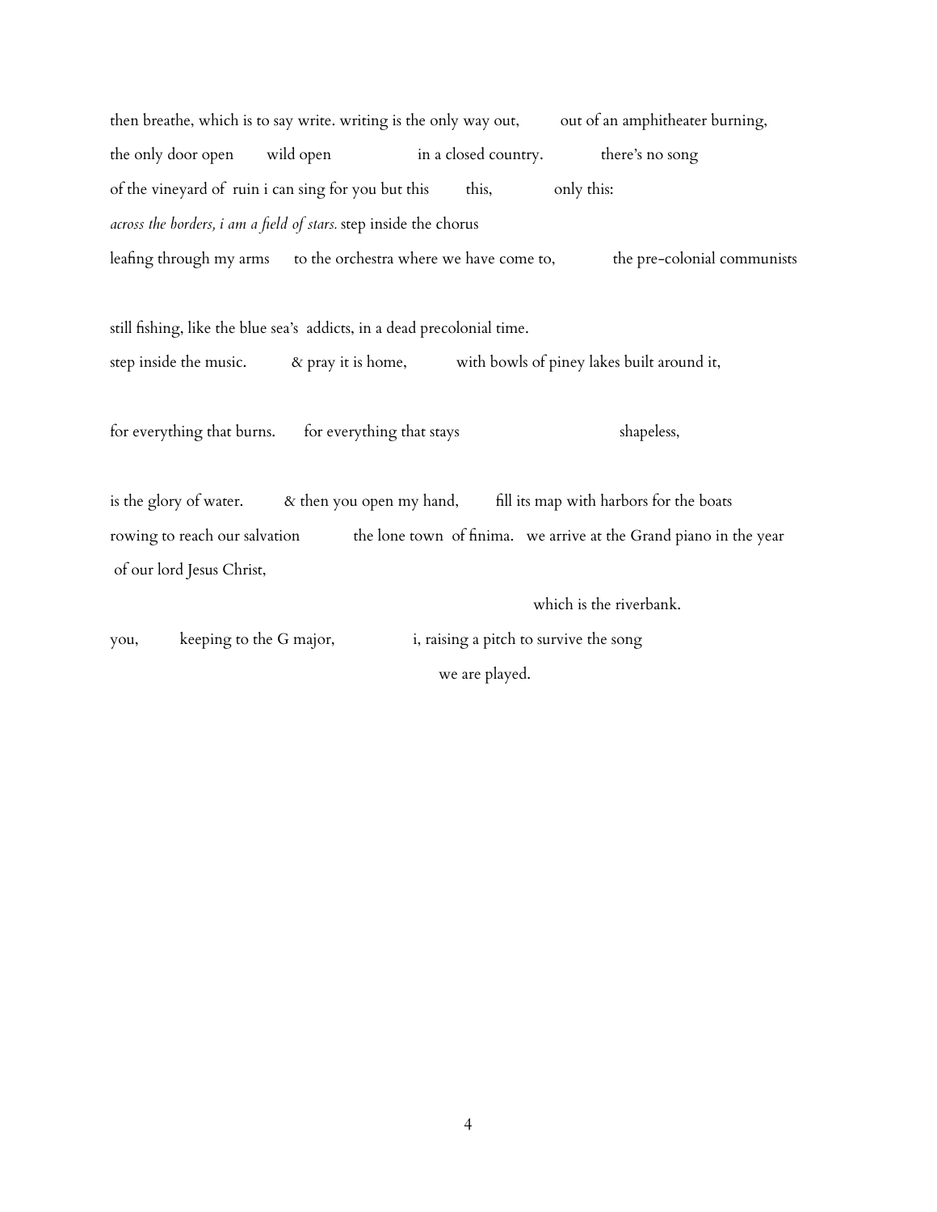then breathe, which is to say write. writing is the only way out,          out of an amphitheater burning,

the only door open        wild open                    in a closed country.            there's no song

of the vineyard of  ruin i can sing for you but this          this,             only this:

*across the borders, i am a field of stars.* step inside the chorus

leafing through my arms       to the orchestra where we have come to,             the pre-colonial communists

still fishing, like the blue sea's  addicts, in a dead precolonial time.

step inside the music.           & pray it is home,            with bowls of piney lakes built around it,

for everything that burns.        for everything that stays                                    shapeless,

is the glory of water.          & then you open my hand,         fill its map with harbors for the boats

rowing to reach our salvation             the lone town  of finima.   we arrive at the Grand piano in the year

of our lord Jesus Christ,

which is the riverbank.

you,           keeping to the G major,                  i, raising a pitch to survive the song

we are played.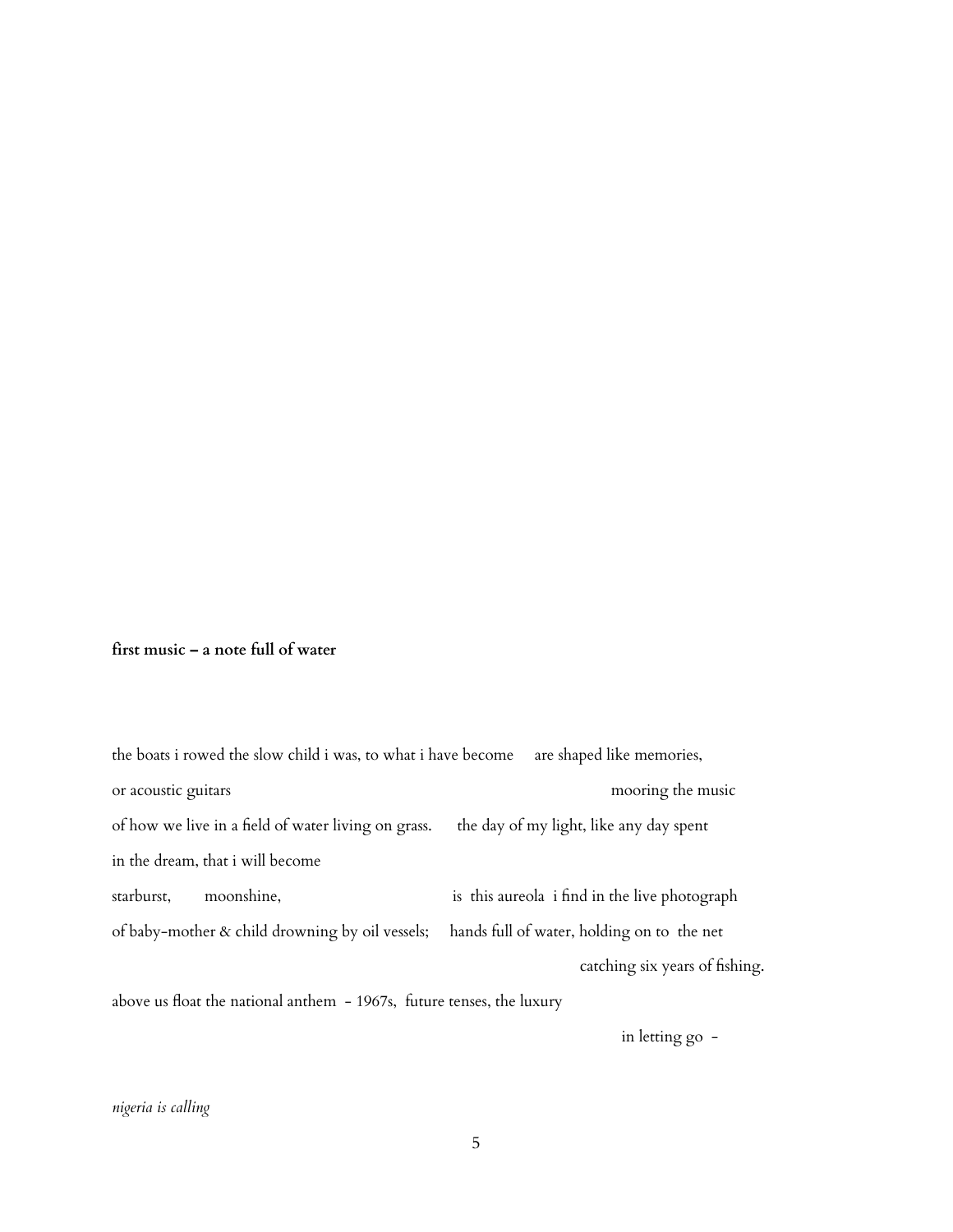**first music – a note full of water**

the boats i rowed the slow child i was, to what i have become     are shaped like memories,

or acoustic guitars                                                                                    mooring the music

of how we live in a field of water living on grass.     the day of my light, like any day spent

in the dream, that i will become

starburst,       moonshine,                              is  this aureola  i find in the live photograph

of baby-mother & child drowning by oil vessels;     hands full of water, holding on to  the net

                                                                                                    catching six years of fishing.

above us float the national anthem  - 1967s,  future tenses, the luxury

                                                                                                    in letting go  -

*nigeria is calling*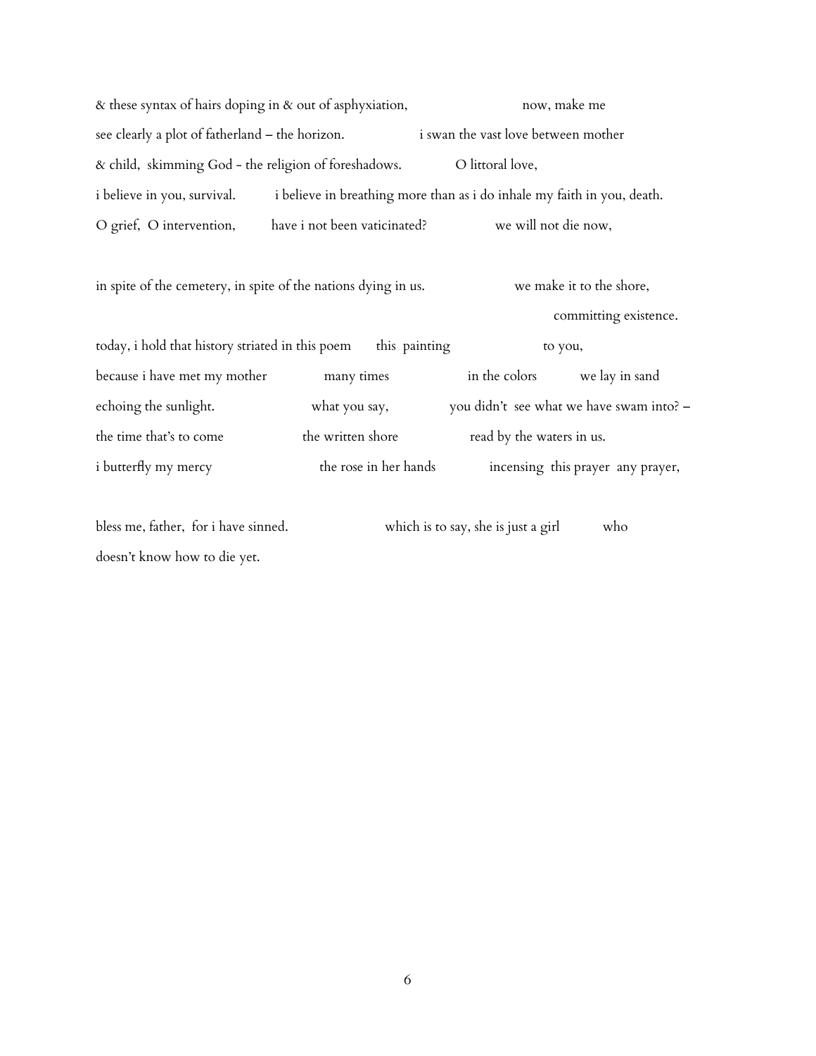& these syntax of hairs doping in & out of asphyxiation,                          now, make me
see clearly a plot of fatherland – the horizon.                  i swan the vast love between mother
& child,  skimming God - the religion of foreshadows.             O littoral love,
i believe in you, survival.          i believe in breathing more than as i do inhale my faith in you, death.
O grief,  O intervention,          have i not been vaticinated?                 we will not die now,

in spite of the cemetery, in spite of the nations dying in us.                     we make it to the shore,
                                                                                                                        committing existence.
today, i hold that history striated in this poem       this  painting                       to you,
because i have met my mother              many times                    in the colors           we lay in sand
echoing the sunlight.                          what you say,               you didn't  see what we have swam into? –
the time that's to come                    the written shore                   read by the waters in us.
i butterfly my mercy                            the rose in her hands              incensing  this prayer  any prayer,

bless me, father,  for i have sinned.                        which is to say, she is just a girl            who
doesn't know how to die yet.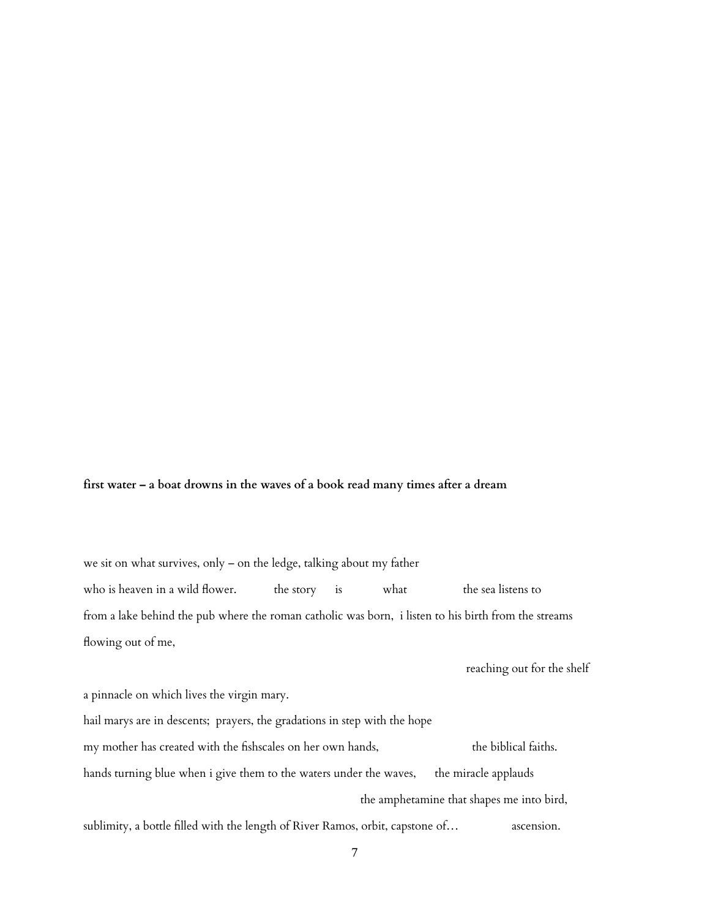**first water – a boat drowns in the waves of a book read many times after a dream**

we sit on what survives, only – on the ledge, talking about my father

who is heaven in a wild flower.           the story      is           what                the sea listens to

from a lake behind the pub where the roman catholic was born,  i listen to his birth from the streams

flowing out of me,

                                                                                                    reaching out for the shelf

a pinnacle on which lives the virgin mary.

hail marys are in descents;  prayers, the gradations in step with the hope

my mother has created with the fishscales on her own hands,                        the biblical faiths.

hands turning blue when i give them to the waters under the waves,      the miracle applauds

                                                                                    the amphetamine that shapes me into bird,

sublimity, a bottle filled with the length of River Ramos, orbit, capstone of…              ascension.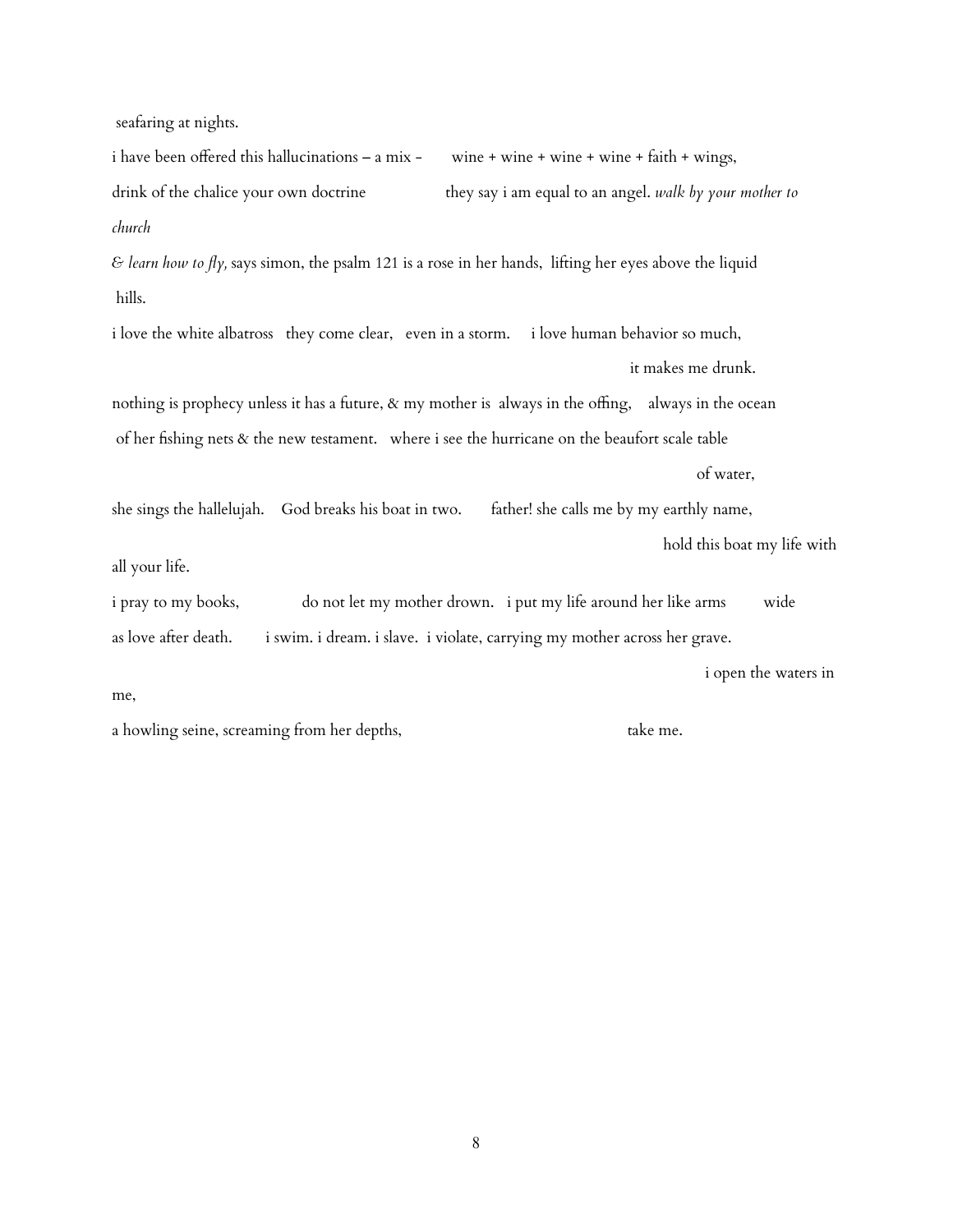seafaring at nights.

i have been offered this hallucinations – a mix -        wine + wine + wine + wine + faith + wings,

drink of the chalice your own doctrine                    they say i am equal to an angel. *walk by your mother to church*

*& learn how to fly,* says simon, the psalm 121 is a rose in her hands,  lifting her eyes above the liquid hills.

i love the white albatross   they come clear,   even in a storm.     i love human behavior so much,

it makes me drunk.

nothing is prophecy unless it has a future, & my mother is  always in the offing,    always in the ocean

of her fishing nets & the new testament.   where i see the hurricane on the beaufort scale table

of water,

she sings the hallelujah.    God breaks his boat in two.       father! she calls me by my earthly name,

hold this boat my life with all your life.

i pray to my books,              do not let my mother drown.   i put my life around her like arms          wide

as love after death.        i swim. i dream. i slave.  i violate, carrying my mother across her grave.

i open the waters in me,

a howling seine, screaming from her depths,                                             take me.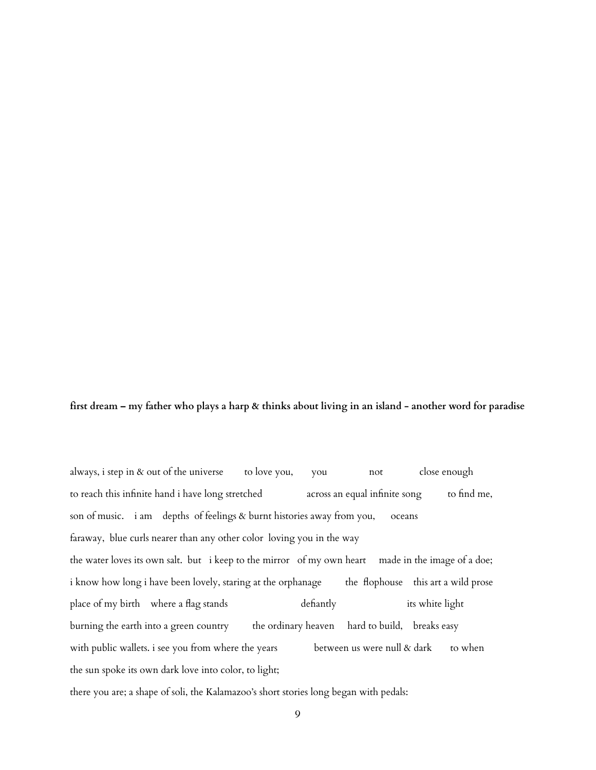**first dream – my father who plays a harp & thinks about living in an island - another word for paradise**

always, i step in & out of the universe    to love you,    you        not        close enough
to reach this infinite hand i have long stretched        across an equal infinite song     to find me,
son of music.  i am  depths of feelings & burnt histories away from you,   oceans
faraway, blue curls nearer than any other color loving you in the way
the water loves its own salt. but  i keep to the mirror  of my own heart   made in the image of a doe;
i know how long i have been lovely, staring at the orphanage    the flophouse  this art a wild prose
place of my birth  where a flag stands           defiantly           its white light
burning the earth into a green country    the ordinary heaven   hard to build,  breaks easy
with public wallets. i see you from where the years       between us were null & dark    to when
the sun spoke its own dark love into color, to light;
there you are; a shape of soli, the Kalamazoo's short stories long began with pedals: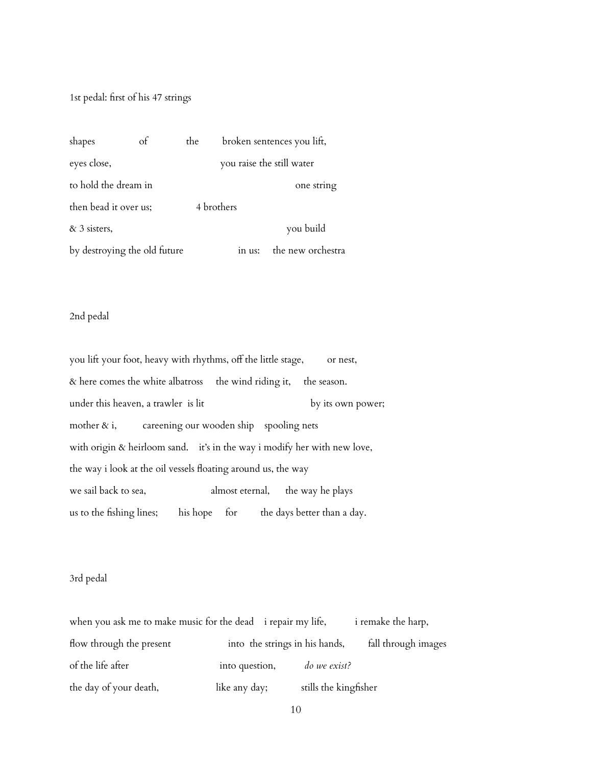1st pedal: first of his 47 strings

shapes of the broken sentences you lift,
eyes close, you raise the still water
to hold the dream in one string
then bead it over us; 4 brothers
& 3 sisters, you build
by destroying the old future in us: the new orchestra

2nd pedal

you lift your foot, heavy with rhythms, off the little stage, or nest,
& here comes the white albatross the wind riding it, the season.
under this heaven, a trawler is lit by its own power;
mother & i, careening our wooden ship spooling nets
with origin & heirloom sand. it's in the way i modify her with new love,
the way i look at the oil vessels floating around us, the way
we sail back to sea, almost eternal, the way he plays
us to the fishing lines; his hope for the days better than a day.

3rd pedal

when you ask me to make music for the dead i repair my life, i remake the harp,
flow through the present into the strings in his hands, fall through images
of the life after into question, *do we exist?*
the day of your death, like any day; stills the kingfisher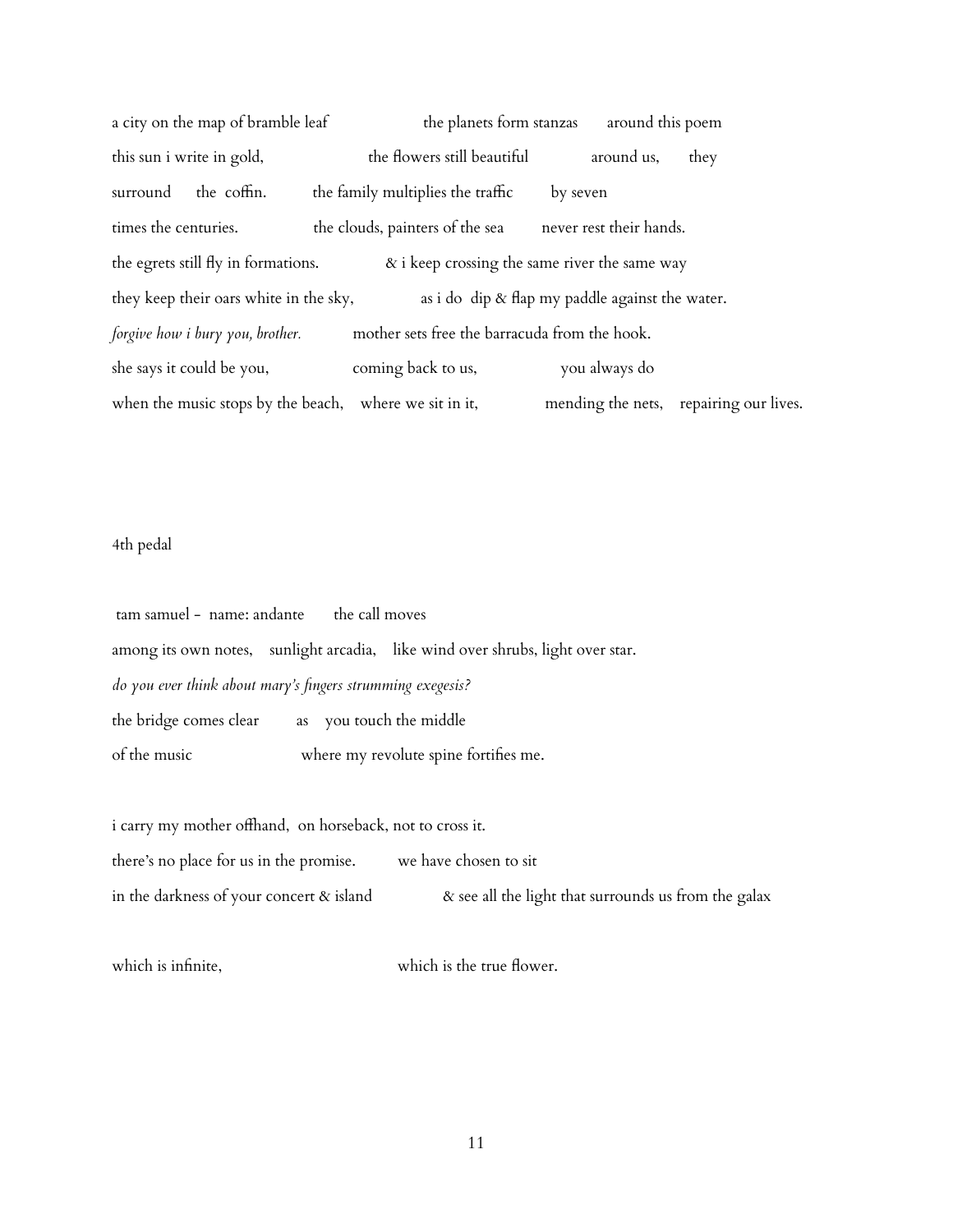a city on the map of bramble leaf the planets form stanzas around this poem
this sun i write in gold, the flowers still beautiful around us, they
surround the coffin. the family multiplies the traffic by seven
times the centuries. the clouds, painters of the sea never rest their hands.
the egrets still fly in formations. & i keep crossing the same river the same way
they keep their oars white in the sky, as i do dip & flap my paddle against the water.
*forgive how i bury you, brother.* mother sets free the barracuda from the hook.
she says it could be you, coming back to us, you always do
when the music stops by the beach, where we sit in it, mending the nets, repairing our lives.

4th pedal

tam samuel - name: andante the call moves
among its own notes, sunlight arcadia, like wind over shrubs, light over star.
*do you ever think about mary's fingers strumming exegesis?*
the bridge comes clear as you touch the middle
of the music where my revolute spine fortifies me.

i carry my mother offhand, on horseback, not to cross it.
there's no place for us in the promise. we have chosen to sit
in the darkness of your concert & island & see all the light that surrounds us from the galax

which is infinite, which is the true flower.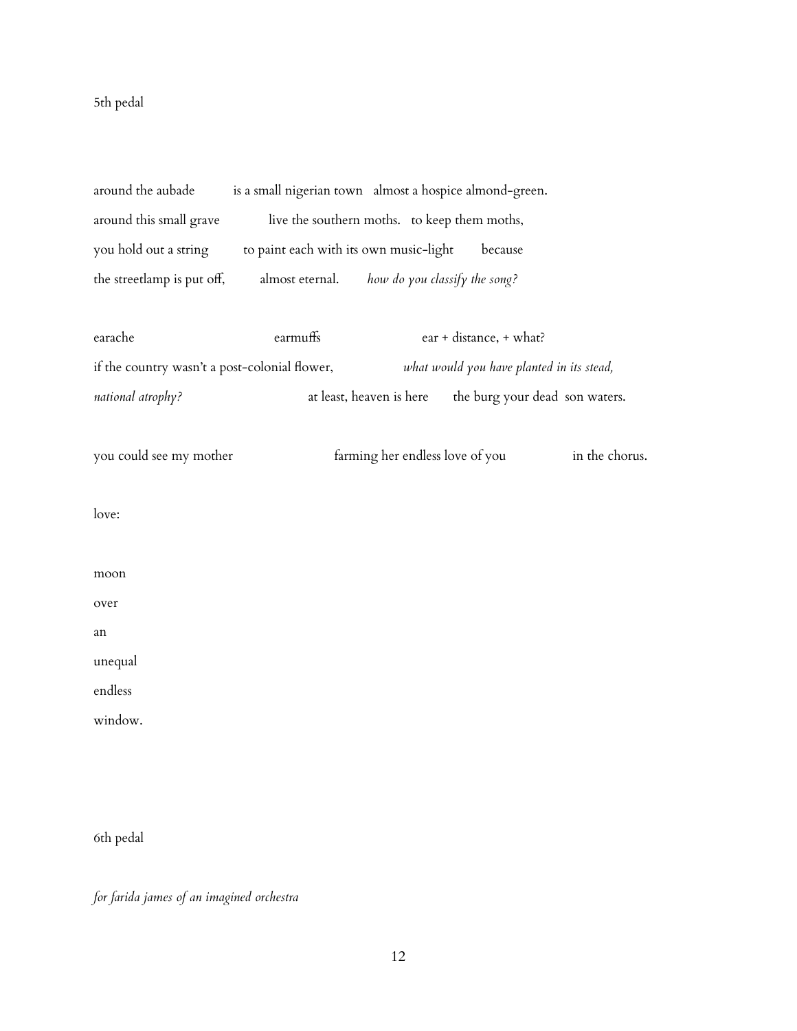5th pedal

around the aubade is a small nigerian town almost a hospice almond-green.
around this small grave live the southern moths. to keep them moths,
you hold out a string to paint each with its own music-light because
the streetlamp is put off, almost eternal. *how do you classify the song?*

earache earmuffs ear + distance, + what?
if the country wasn't a post-colonial flower, *what would you have planted in its stead,*
*national atrophy?* at least, heaven is here the burg your dead son waters.

you could see my mother farming her endless love of you in the chorus.

love:

moon
over
an
unequal
endless
window.

6th pedal

*for farida james of an imagined orchestra*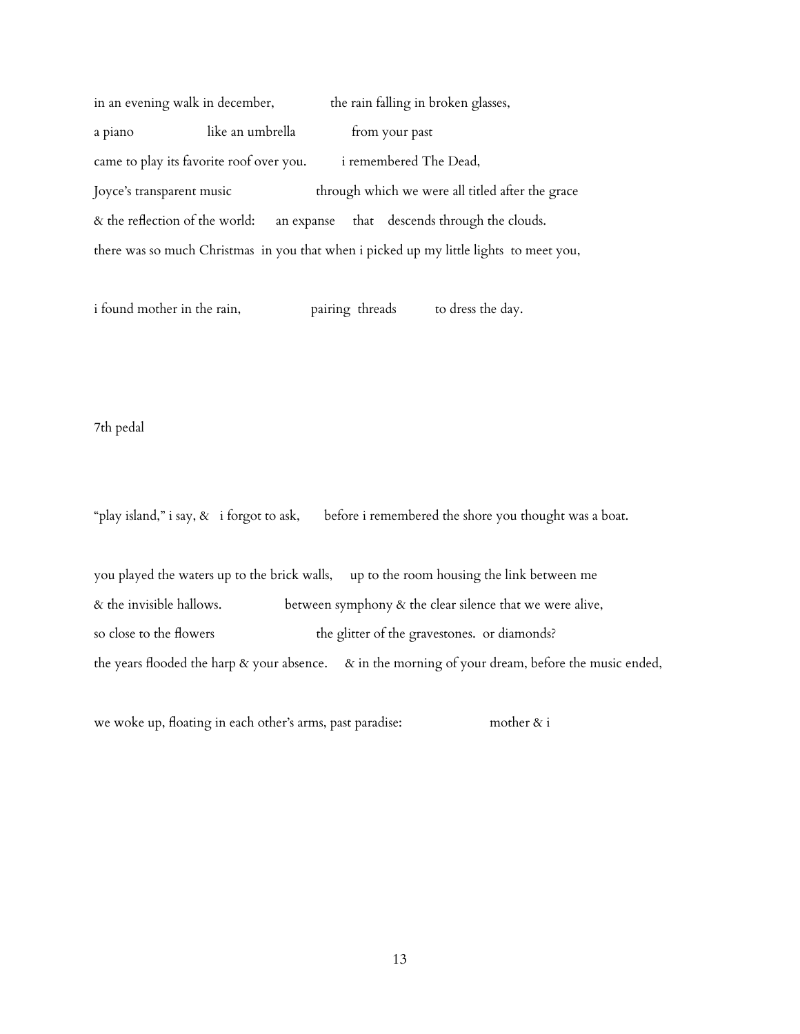in an evening walk in december,              the rain falling in broken glasses,

a piano                    like an umbrella              from your past

came to play its favorite roof over you.         i remembered The Dead,

Joyce's transparent music                    through which we were all titled after the grace

& the reflection of the world:      an expanse     that    descends through the clouds.

there was so much Christmas  in you that when i picked up my little lights  to meet you,

i found mother in the rain,                 pairing  threads          to dress the day.

7th pedal

"play island," i say, &   i forgot to ask,       before i remembered the shore you thought was a boat.

you played the waters up to the brick walls,     up to the room housing the link between me

& the invisible hallows.                between symphony & the clear silence that we were alive,

so close to the flowers                        the glitter of the gravestones.  or diamonds?

the years flooded the harp & your absence.     & in the morning of your dream, before the music ended,

we woke up, floating in each other's arms, past paradise:                      mother & i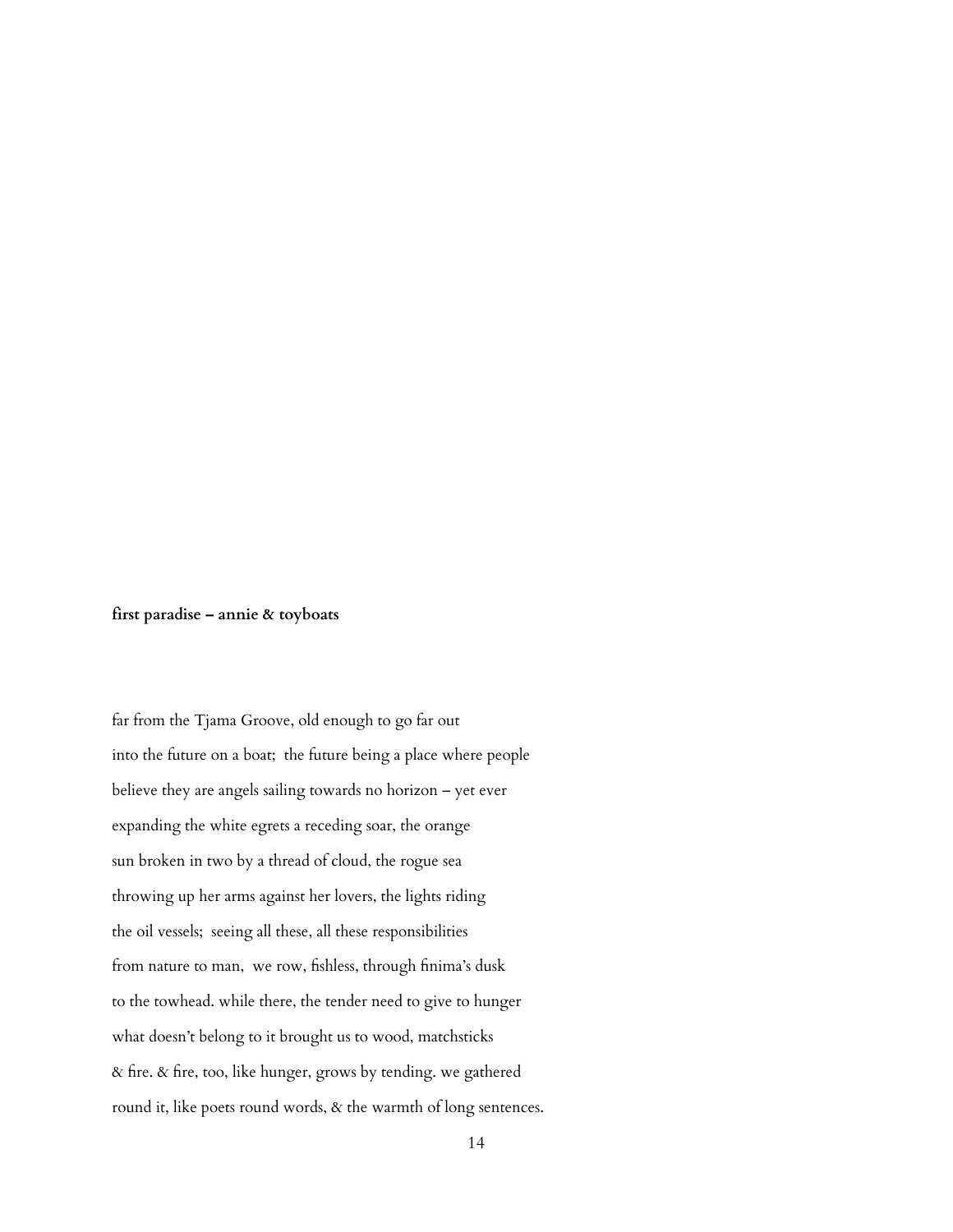**first paradise – annie & toyboats**

far from the Tjama Groove, old enough to go far out  
into the future on a boat; the future being a place where people  
believe they are angels sailing towards no horizon – yet ever  
expanding the white egrets a receding soar, the orange  
sun broken in two by a thread of cloud, the rogue sea  
throwing up her arms against her lovers, the lights riding  
the oil vessels; seeing all these, all these responsibilities  
from nature to man, we row, fishless, through finima's dusk  
to the towhead. while there, the tender need to give to hunger  
what doesn't belong to it brought us to wood, matchsticks  
& fire. & fire, too, like hunger, grows by tending. we gathered  
round it, like poets round words, & the warmth of long sentences.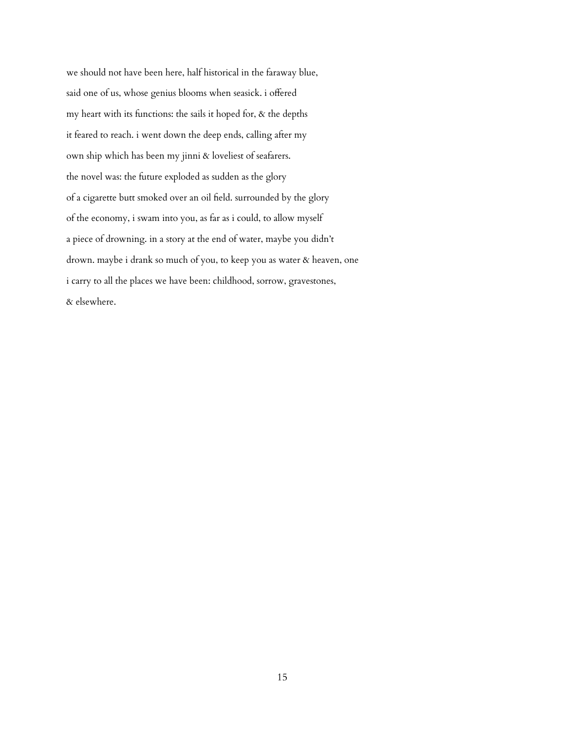we should not have been here, half historical in the faraway blue,  
said one of us, whose genius blooms when seasick. i offered  
my heart with its functions: the sails it hoped for, & the depths  
it feared to reach. i went down the deep ends, calling after my  
own ship which has been my jinni & loveliest of seafarers.  
the novel was: the future exploded as sudden as the glory  
of a cigarette butt smoked over an oil field. surrounded by the glory  
of the economy, i swam into you, as far as i could, to allow myself  
a piece of drowning. in a story at the end of water, maybe you didn't  
drown. maybe i drank so much of you, to keep you as water & heaven, one  
i carry to all the places we have been: childhood, sorrow, gravestones,  
& elsewhere.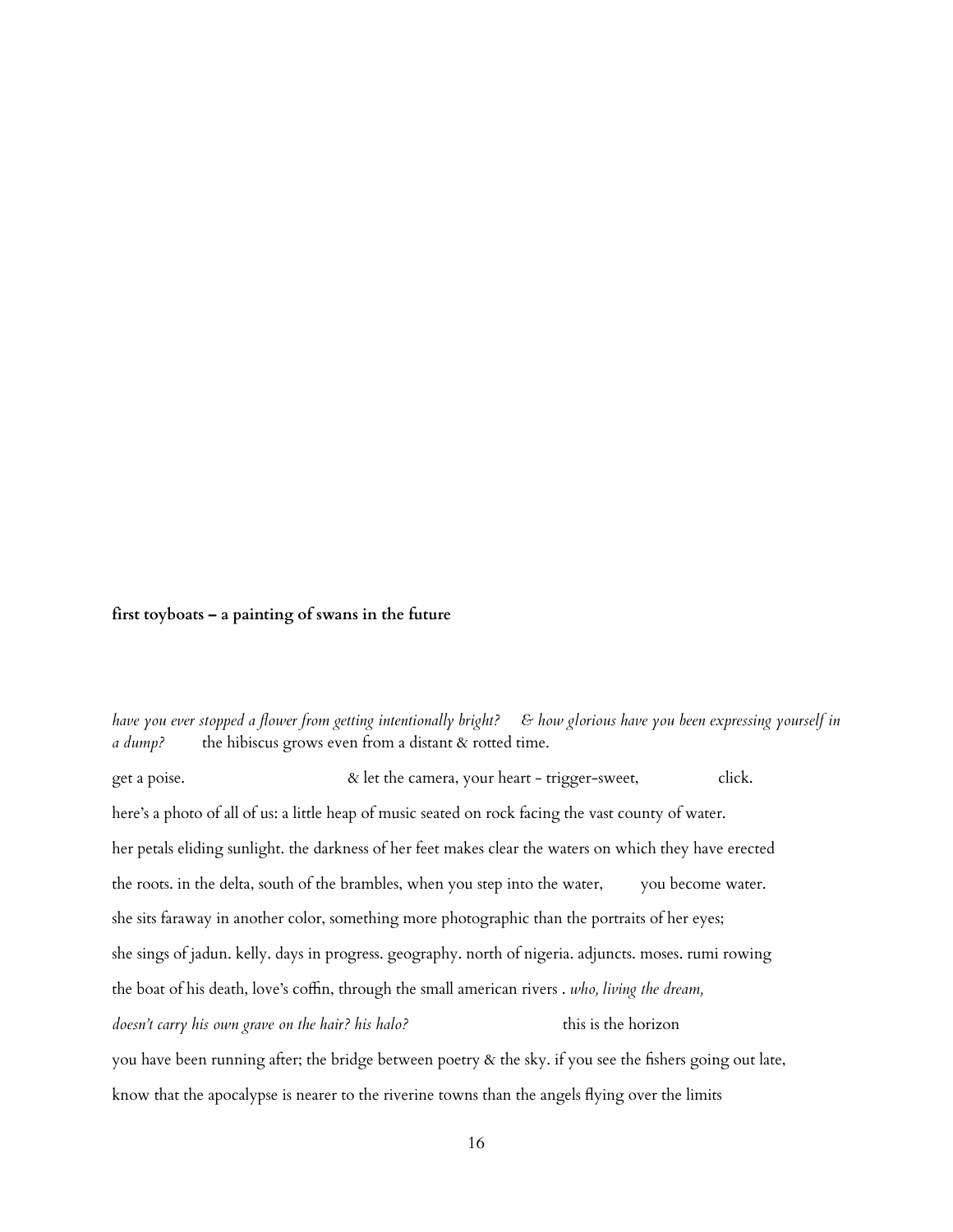**first toyboats – a painting of swans in the future**

*have you ever stopped a flower from getting intentionally bright?* *& how glorious have you been expressing yourself in a dump?* the hibiscus grows even from a distant & rotted time.

get a poise. & let the camera, your heart - trigger-sweet, click.

here's a photo of all of us: a little heap of music seated on rock facing the vast county of water.

her petals eliding sunlight. the darkness of her feet makes clear the waters on which they have erected

the roots. in the delta, south of the brambles, when you step into the water, you become water.

she sits faraway in another color, something more photographic than the portraits of her eyes;

she sings of jadun. kelly. days in progress. geography. north of nigeria. adjuncts. moses. rumi rowing

the boat of his death, love's coffin, through the small american rivers . *who, living the dream,*

*doesn't carry his own grave on the hair? his halo?* this is the horizon

you have been running after; the bridge between poetry & the sky. if you see the fishers going out late,

know that the apocalypse is nearer to the riverine towns than the angels flying over the limits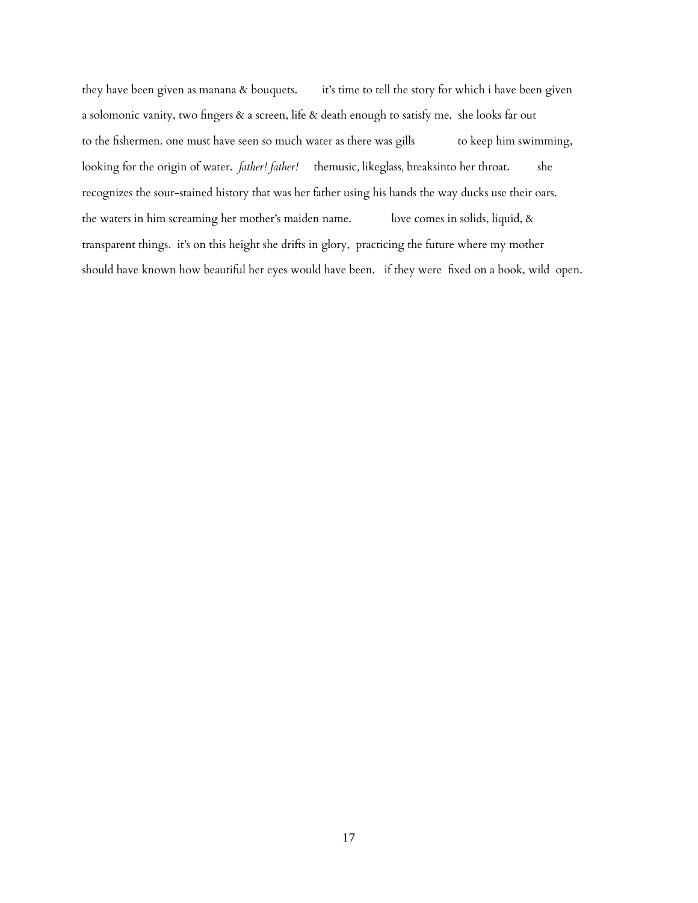they have been given as manana & bouquets.    it's time to tell the story for which i have been given
a solomonic vanity, two fingers & a screen, life & death enough to satisfy me.  she looks far out
to the fishermen. one must have seen so much water as there was gills        to keep him swimming,
looking for the origin of water.  *father! father!*   themusic, likeglass, breaksinto her throat.     she
recognizes the sour-stained history that was her father using his hands the way ducks use their oars.
the waters in him screaming her mother's maiden name.        love comes in solids, liquid, &
transparent things.  it's on this height she drifts in glory,  practicing the future where my mother
should have known how beautiful her eyes would have been,   if they were  fixed on a book, wild  open.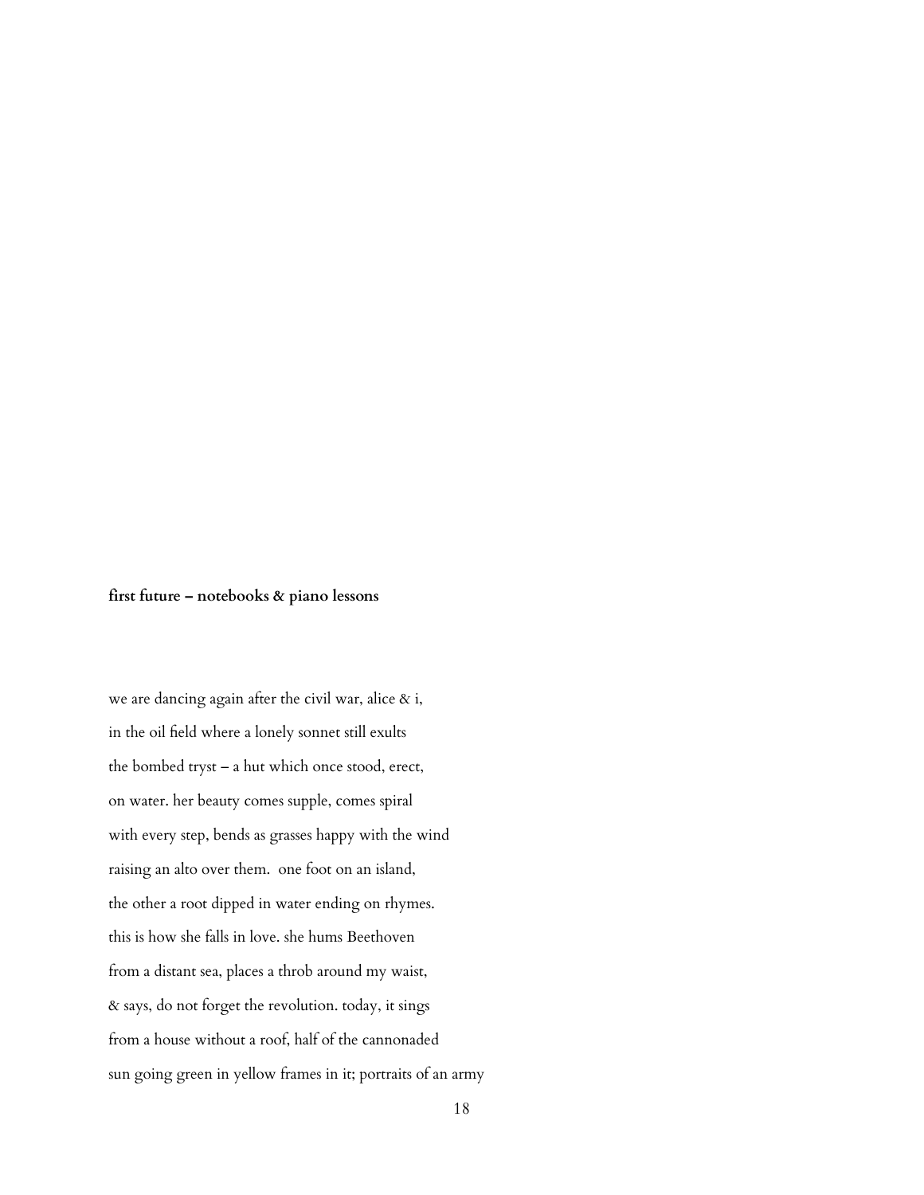**first future – notebooks & piano lessons**

we are dancing again after the civil war, alice & i,

in the oil field where a lonely sonnet still exults

the bombed tryst – a hut which once stood, erect,

on water. her beauty comes supple, comes spiral

with every step, bends as grasses happy with the wind

raising an alto over them.  one foot on an island,

the other a root dipped in water ending on rhymes.

this is how she falls in love. she hums Beethoven

from a distant sea, places a throb around my waist,

& says, do not forget the revolution. today, it sings

from a house without a roof, half of the cannonaded

sun going green in yellow frames in it; portraits of an army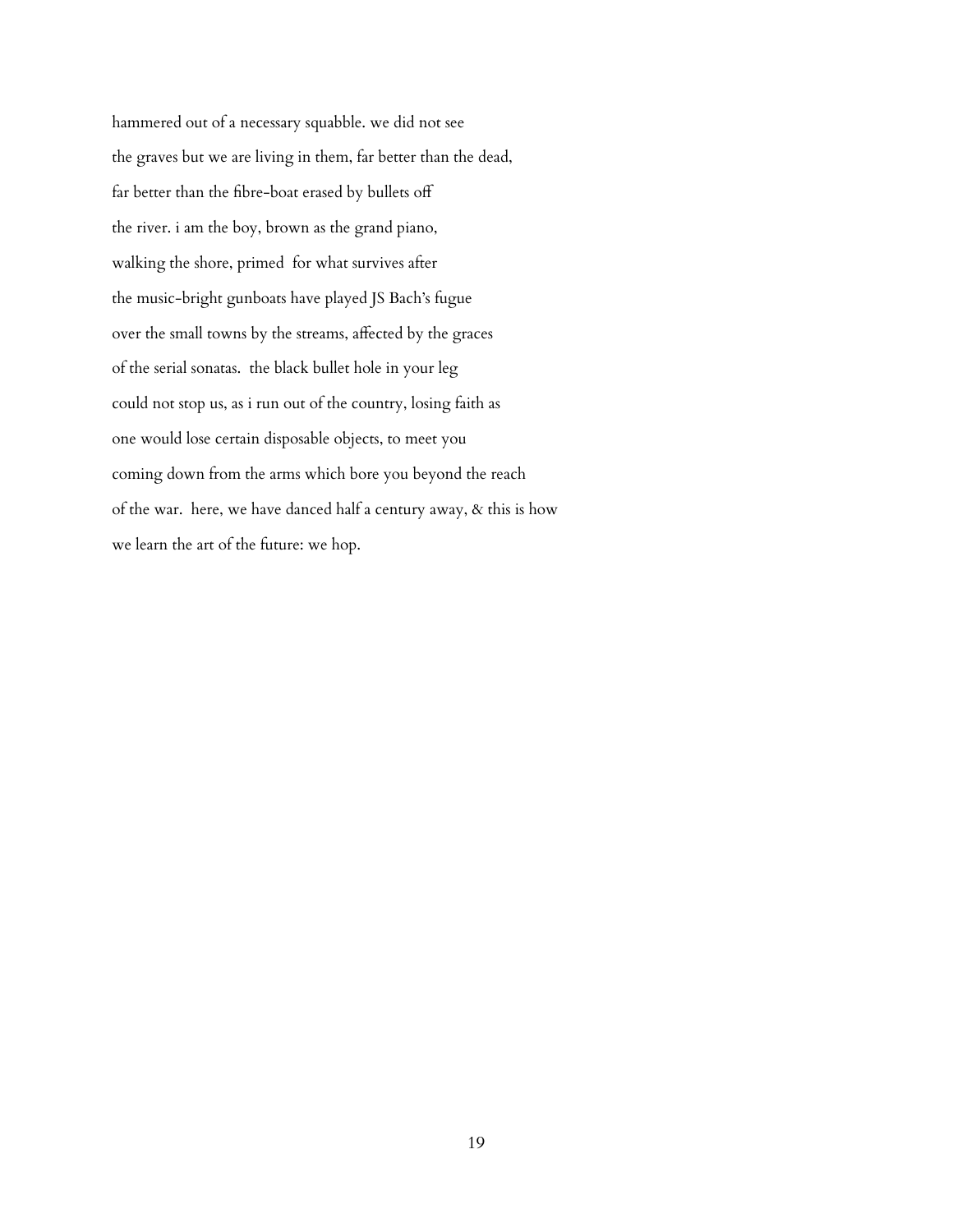hammered out of a necessary squabble. we did not see
the graves but we are living in them, far better than the dead,
far better than the fibre-boat erased by bullets off
the river. i am the boy, brown as the grand piano,
walking the shore, primed for what survives after
the music-bright gunboats have played JS Bach's fugue
over the small towns by the streams, affected by the graces
of the serial sonatas. the black bullet hole in your leg
could not stop us, as i run out of the country, losing faith as
one would lose certain disposable objects, to meet you
coming down from the arms which bore you beyond the reach
of the war. here, we have danced half a century away, & this is how
we learn the art of the future: we hop.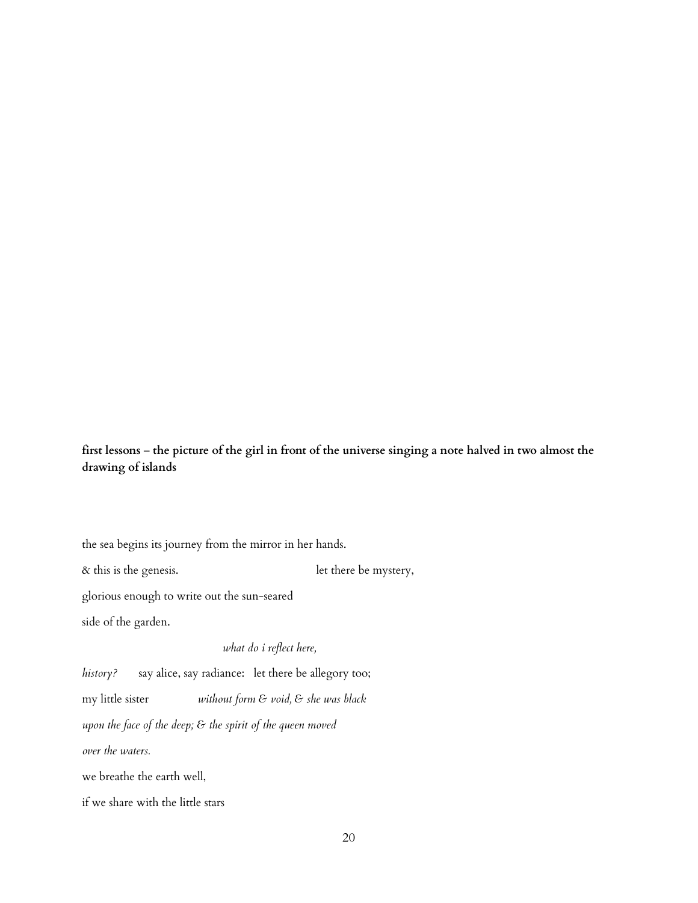**first lessons – the picture of the girl in front of the universe singing a note halved in two almost the drawing of islands**

the sea begins its journey from the mirror in her hands.

& this is the genesis.                                        let there be mystery,

glorious enough to write out the sun-seared

side of the garden.

                                        *what do i reflect here,*

*history?*        say alice, say radiance:   let there be allegory too;

my little sister                *without form & void, & she was black*

*upon the face of the deep; & the spirit of the queen moved*

*over the waters.*

we breathe the earth well,

if we share with the little stars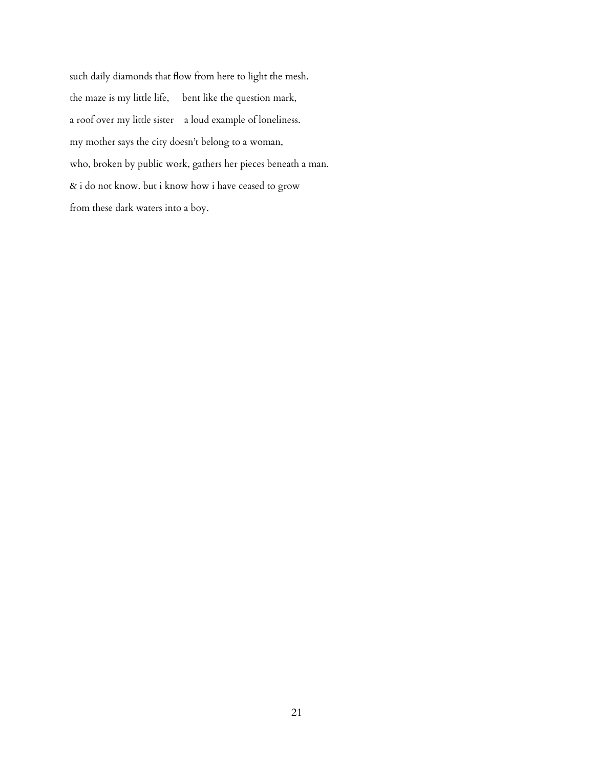such daily diamonds that flow from here to light the mesh.

the maze is my little life,     bent like the question mark,

a roof over my little sister     a loud example of loneliness.

my mother says the city doesn't belong to a woman,

who, broken by public work, gathers her pieces beneath a man.

& i do not know. but i know how i have ceased to grow

from these dark waters into a boy.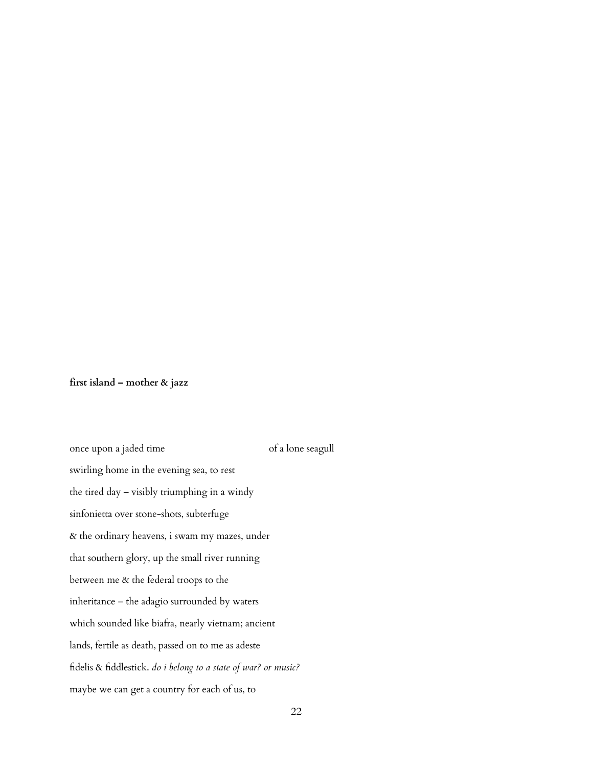**first island – mother & jazz**

once upon a jaded time                                        of a lone seagull

swirling home in the evening sea, to rest

the tired day – visibly triumphing in a windy

sinfonietta over stone-shots, subterfuge

& the ordinary heavens, i swam my mazes, under

that southern glory, up the small river running

between me & the federal troops to the

inheritance – the adagio surrounded by waters

which sounded like biafra, nearly vietnam; ancient

lands, fertile as death, passed on to me as adeste

fidelis & fiddlestick. *do i belong to a state of war? or music?*

maybe we can get a country for each of us, to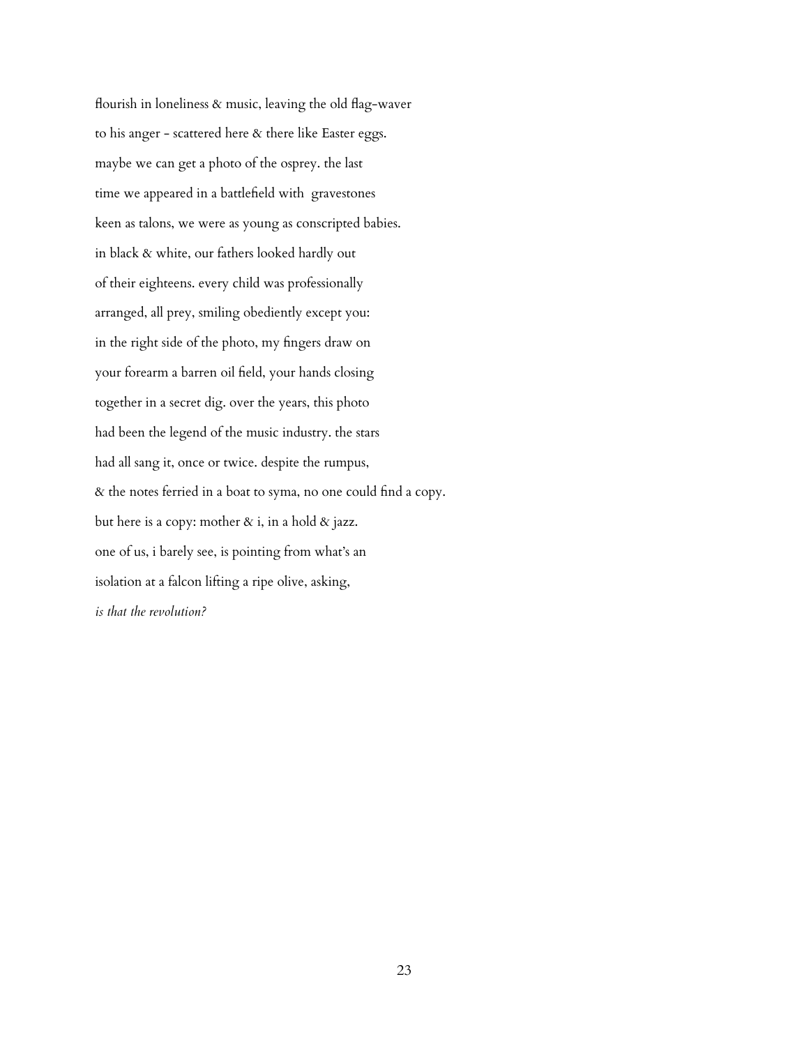flourish in loneliness & music, leaving the old flag-waver  
to his anger - scattered here & there like Easter eggs.  
maybe we can get a photo of the osprey. the last  
time we appeared in a battlefield with  gravestones  
keen as talons, we were as young as conscripted babies.  
in black & white, our fathers looked hardly out  
of their eighteens. every child was professionally  
arranged, all prey, smiling obediently except you:  
in the right side of the photo, my fingers draw on  
your forearm a barren oil field, your hands closing  
together in a secret dig. over the years, this photo  
had been the legend of the music industry. the stars  
had all sang it, once or twice. despite the rumpus,  
& the notes ferried in a boat to syma, no one could find a copy.  
but here is a copy: mother & i, in a hold & jazz.  
one of us, i barely see, is pointing from what's an  
isolation at a falcon lifting a ripe olive, asking,  
*is that the revolution?*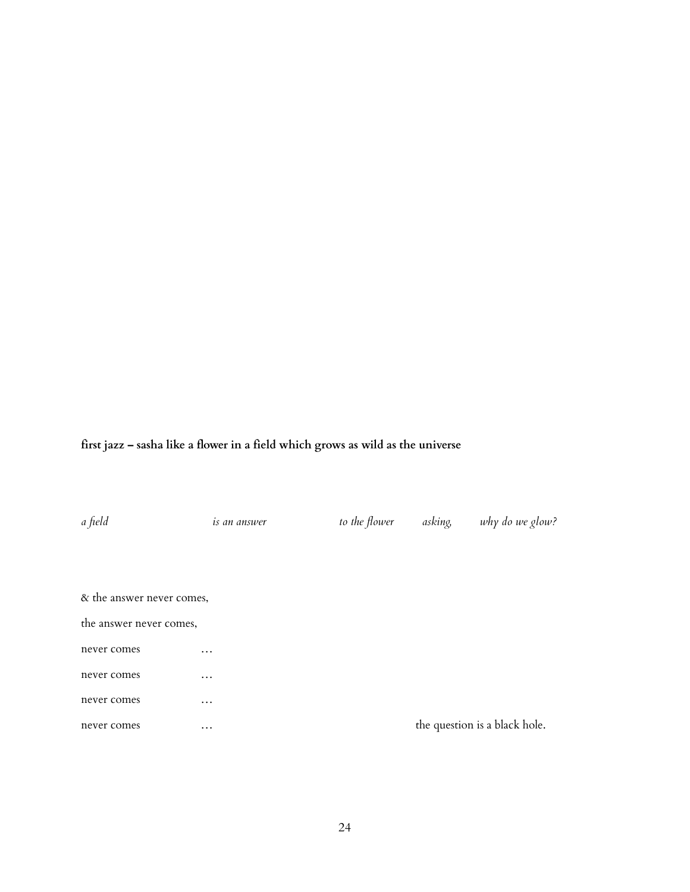**first jazz – sasha like a flower in a field which grows as wild as the universe**

*a field*                    *is an answer*                    *to the flower*        *asking,*        *why do we glow?*

& the answer never comes,

the answer never comes,

never comes        …

never comes        …

never comes        …

never comes        …                                        the question is a black hole.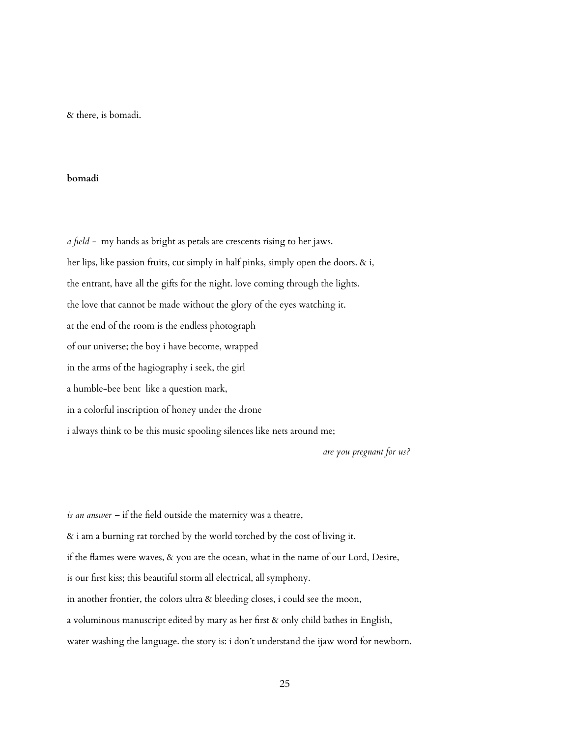& there, is bomadi.

**bomadi**

*a field* - my hands as bright as petals are crescents rising to her jaws.

her lips, like passion fruits, cut simply in half pinks, simply open the doors. & i,

the entrant, have all the gifts for the night. love coming through the lights.

the love that cannot be made without the glory of the eyes watching it.

at the end of the room is the endless photograph

of our universe; the boy i have become, wrapped

in the arms of the hagiography i seek, the girl

a humble-bee bent like a question mark,

in a colorful inscription of honey under the drone

i always think to be this music spooling silences like nets around me;

*are you pregnant for us?*

*is an answer* – if the field outside the maternity was a theatre,

& i am a burning rat torched by the world torched by the cost of living it.

if the flames were waves, & you are the ocean, what in the name of our Lord, Desire,

is our first kiss; this beautiful storm all electrical, all symphony.

in another frontier, the colors ultra & bleeding closes, i could see the moon,

a voluminous manuscript edited by mary as her first & only child bathes in English,

water washing the language. the story is: i don't understand the ijaw word for newborn.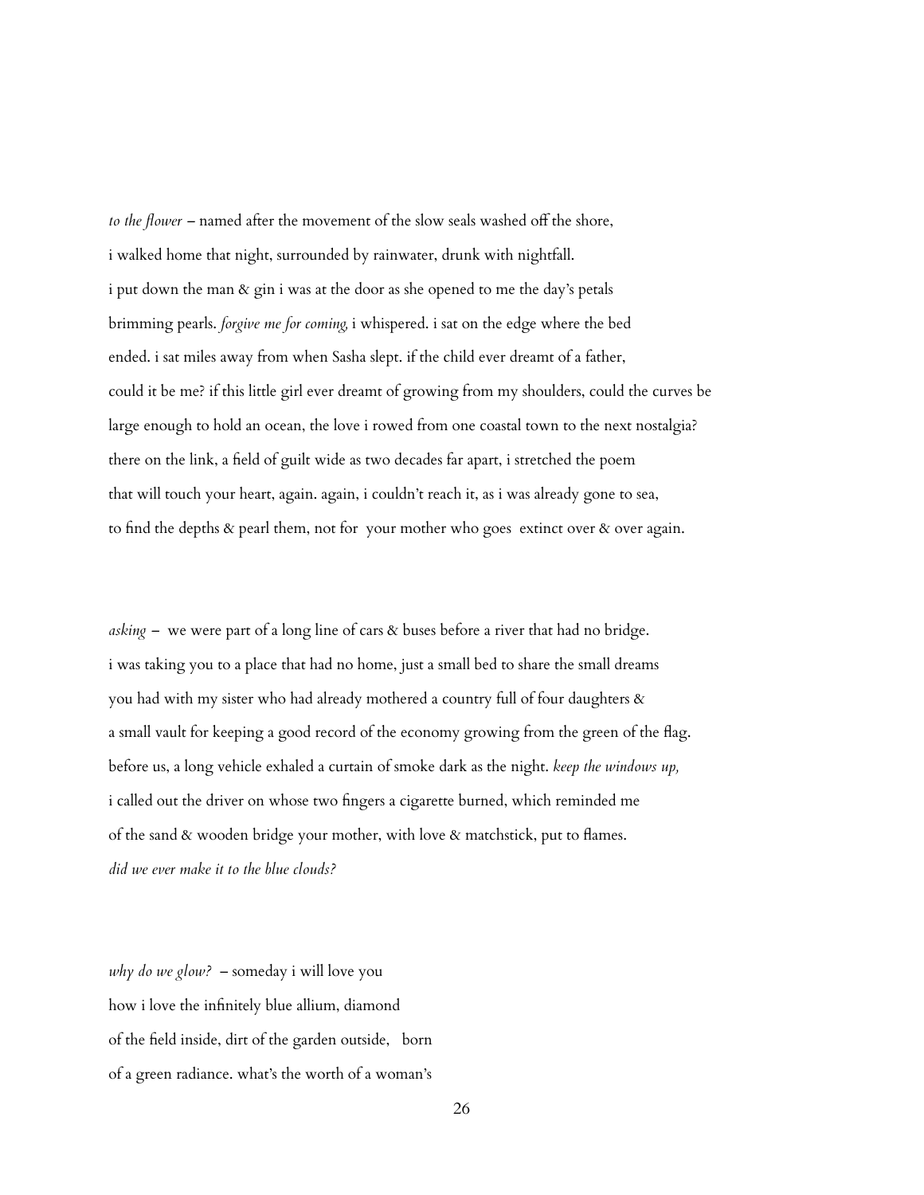*to the flower* – named after the movement of the slow seals washed off the shore,
i walked home that night, surrounded by rainwater, drunk with nightfall.
i put down the man & gin i was at the door as she opened to me the day's petals
brimming pearls. *forgive me for coming,* i whispered. i sat on the edge where the bed
ended. i sat miles away from when Sasha slept. if the child ever dreamt of a father,
could it be me? if this little girl ever dreamt of growing from my shoulders, could the curves be
large enough to hold an ocean, the love i rowed from one coastal town to the next nostalgia?
there on the link, a field of guilt wide as two decades far apart, i stretched the poem
that will touch your heart, again. again, i couldn't reach it, as i was already gone to sea,
to find the depths & pearl them, not for your mother who goes extinct over & over again.

*asking* – we were part of a long line of cars & buses before a river that had no bridge.
i was taking you to a place that had no home, just a small bed to share the small dreams
you had with my sister who had already mothered a country full of four daughters &
a small vault for keeping a good record of the economy growing from the green of the flag.
before us, a long vehicle exhaled a curtain of smoke dark as the night. *keep the windows up,*
i called out the driver on whose two fingers a cigarette burned, which reminded me
of the sand & wooden bridge your mother, with love & matchstick, put to flames.
*did we ever make it to the blue clouds?*

*why do we glow?* – someday i will love you
how i love the infinitely blue allium, diamond
of the field inside, dirt of the garden outside, born
of a green radiance. what's the worth of a woman's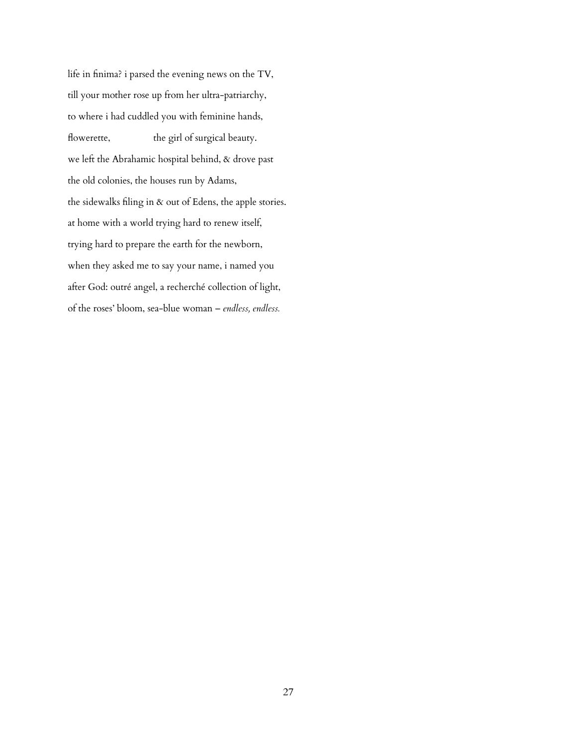life in finima? i parsed the evening news on the TV,  
till your mother rose up from her ultra-patriarchy,  
to where i had cuddled you with feminine hands,  
flowerette,                 the girl of surgical beauty.  
we left the Abrahamic hospital behind, & drove past  
the old colonies, the houses run by Adams,  
the sidewalks filing in & out of Edens, the apple stories.  
at home with a world trying hard to renew itself,  
trying hard to prepare the earth for the newborn,  
when they asked me to say your name, i named you  
after God: outré angel, a recherché collection of light,  
of the roses' bloom, sea-blue woman – *endless, endless.*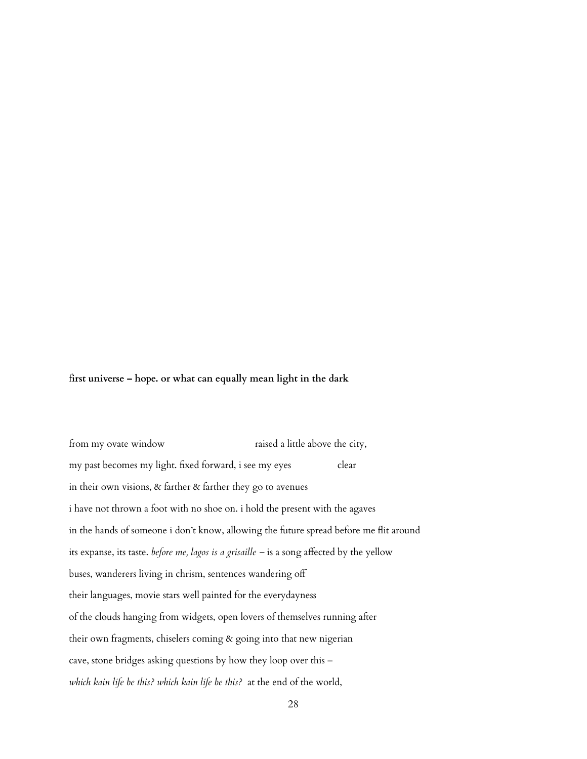**first universe – hope. or what can equally mean light in the dark**

from my ovate window                              raised a little above the city,

my past becomes my light. fixed forward, i see my eyes                clear

in their own visions, & farther & farther they go to avenues

i have not thrown a foot with no shoe on. i hold the present with the agaves

in the hands of someone i don't know, allowing the future spread before me flit around

its expanse, its taste. *before me, lagos is a grisaille* – is a song affected by the yellow

buses, wanderers living in chrism, sentences wandering off

their languages, movie stars well painted for the everydayness

of the clouds hanging from widgets, open lovers of themselves running after

their own fragments, chiselers coming & going into that new nigerian

cave, stone bridges asking questions by how they loop over this –

*which kain life be this? which kain life be this?*  at the end of the world,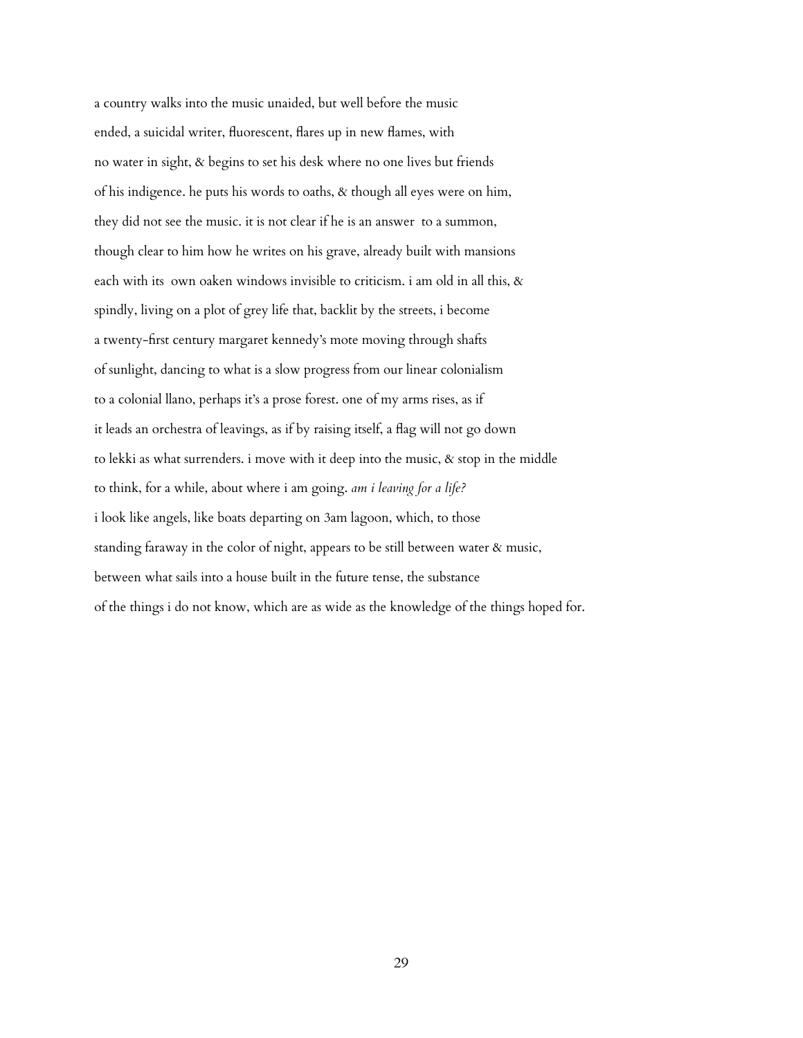a country walks into the music unaided, but well before the music
ended, a suicidal writer, fluorescent, flares up in new flames, with
no water in sight, & begins to set his desk where no one lives but friends
of his indigence. he puts his words to oaths, & though all eyes were on him,
they did not see the music. it is not clear if he is an answer  to a summon,
though clear to him how he writes on his grave, already built with mansions
each with its  own oaken windows invisible to criticism. i am old in all this, &
spindly, living on a plot of grey life that, backlit by the streets, i become
a twenty-first century margaret kennedy's mote moving through shafts
of sunlight, dancing to what is a slow progress from our linear colonialism
to a colonial llano, perhaps it's a prose forest. one of my arms rises, as if
it leads an orchestra of leavings, as if by raising itself, a flag will not go down
to lekki as what surrenders. i move with it deep into the music, & stop in the middle
to think, for a while, about where i am going. *am i leaving for a life?*
i look like angels, like boats departing on 3am lagoon, which, to those
standing faraway in the color of night, appears to be still between water & music,
between what sails into a house built in the future tense, the substance
of the things i do not know, which are as wide as the knowledge of the things hoped for.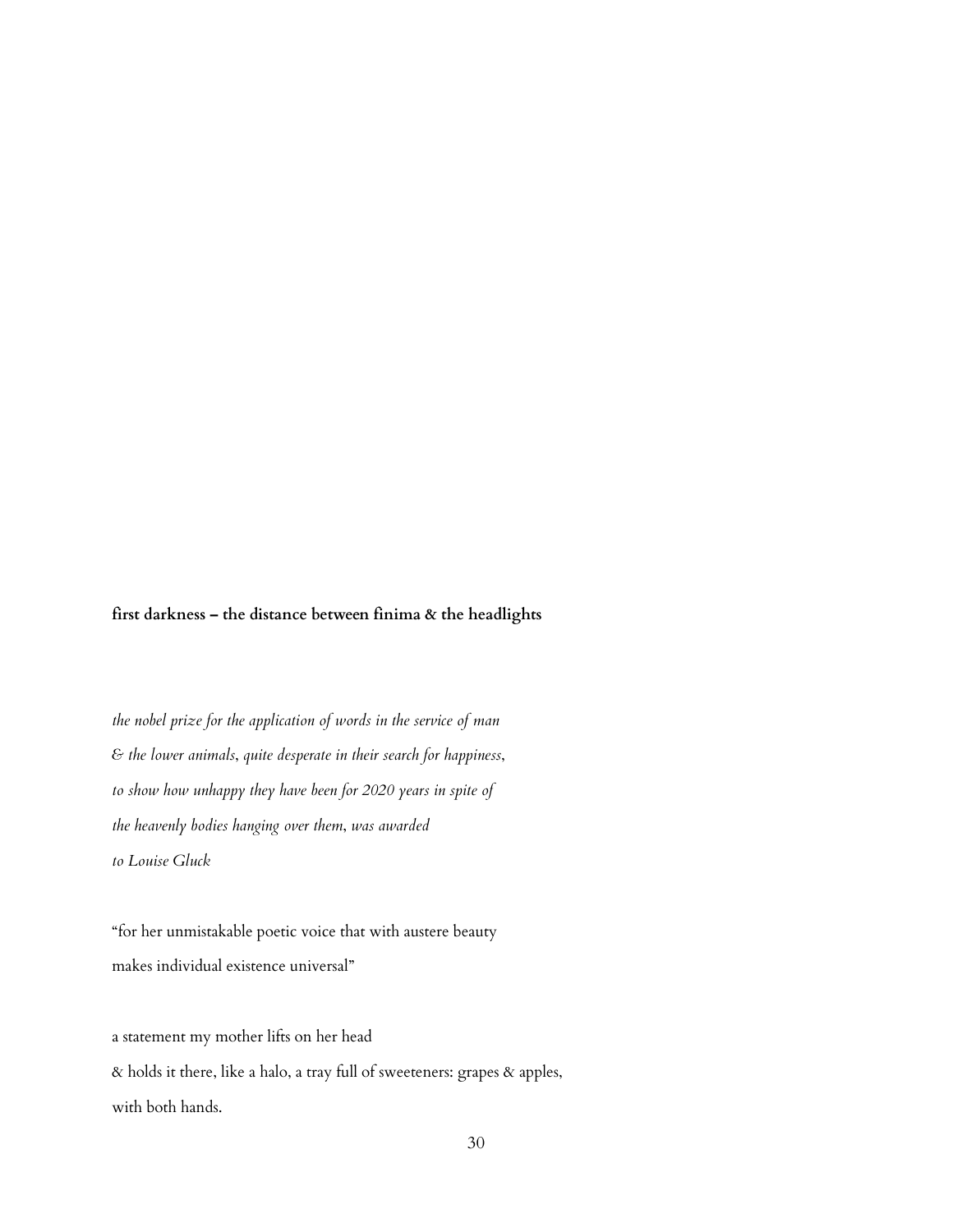**first darkness – the distance between finima & the headlights**

*the nobel prize for the application of words in the service of man*

*& the lower animals, quite desperate in their search for happiness,*

*to show how unhappy they have been for 2020 years in spite of*

*the heavenly bodies hanging over them, was awarded*

*to Louise Gluck*

"for her unmistakable poetic voice that with austere beauty

makes individual existence universal"

a statement my mother lifts on her head

& holds it there, like a halo, a tray full of sweeteners: grapes & apples,

with both hands.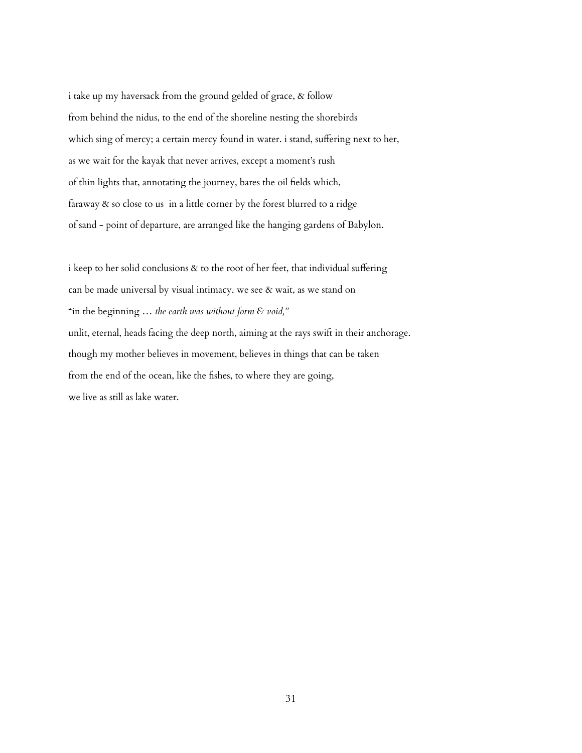i take up my haversack from the ground gelded of grace, & follow
from behind the nidus, to the end of the shoreline nesting the shorebirds
which sing of mercy; a certain mercy found in water. i stand, suffering next to her,
as we wait for the kayak that never arrives, except a moment's rush
of thin lights that, annotating the journey, bares the oil fields which,
faraway & so close to us  in a little corner by the forest blurred to a ridge
of sand - point of departure, are arranged like the hanging gardens of Babylon.

i keep to her solid conclusions & to the root of her feet, that individual suffering
can be made universal by visual intimacy. we see & wait, as we stand on
"in the beginning … *the earth was without form & void,"*
unlit, eternal, heads facing the deep north, aiming at the rays swift in their anchorage.
though my mother believes in movement, believes in things that can be taken
from the end of the ocean, like the fishes, to where they are going,
we live as still as lake water.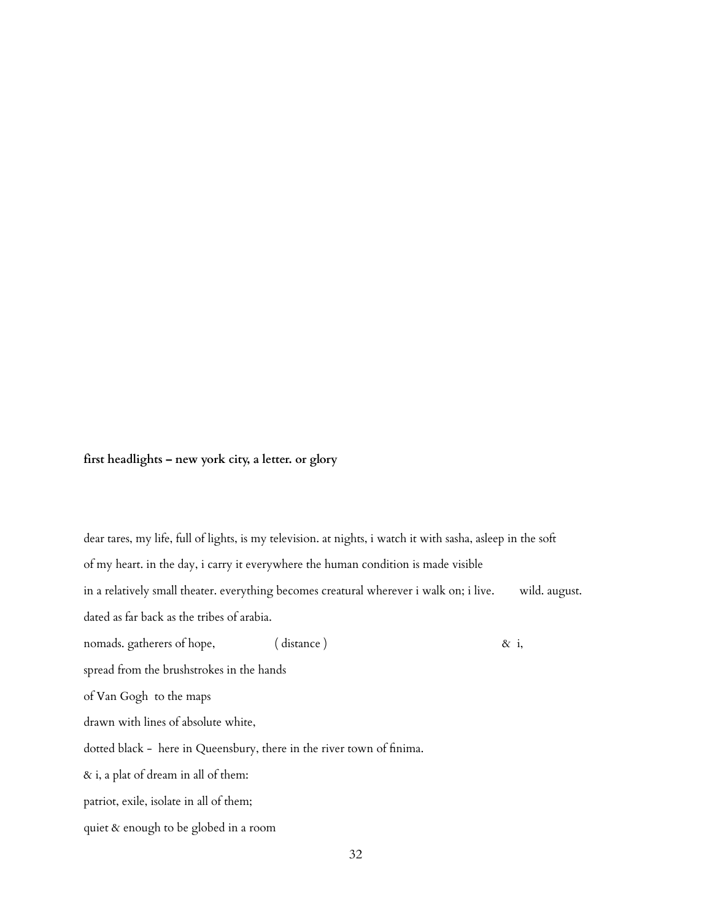**first headlights – new york city, a letter. or glory**

dear tares, my life, full of lights, is my television. at nights, i watch it with sasha, asleep in the soft

of my heart. in the day, i carry it everywhere the human condition is made visible

in a relatively small theater. everything becomes creatural wherever i walk on; i live.        wild. august.

dated as far back as the tribes of arabia.

nomads. gatherers of hope,                ( distance )                                        & i,

spread from the brushstrokes in the hands

of Van Gogh  to the maps

drawn with lines of absolute white,

dotted black -  here in Queensbury, there in the river town of finima.

& i, a plat of dream in all of them:

patriot, exile, isolate in all of them;

quiet & enough to be globed in a room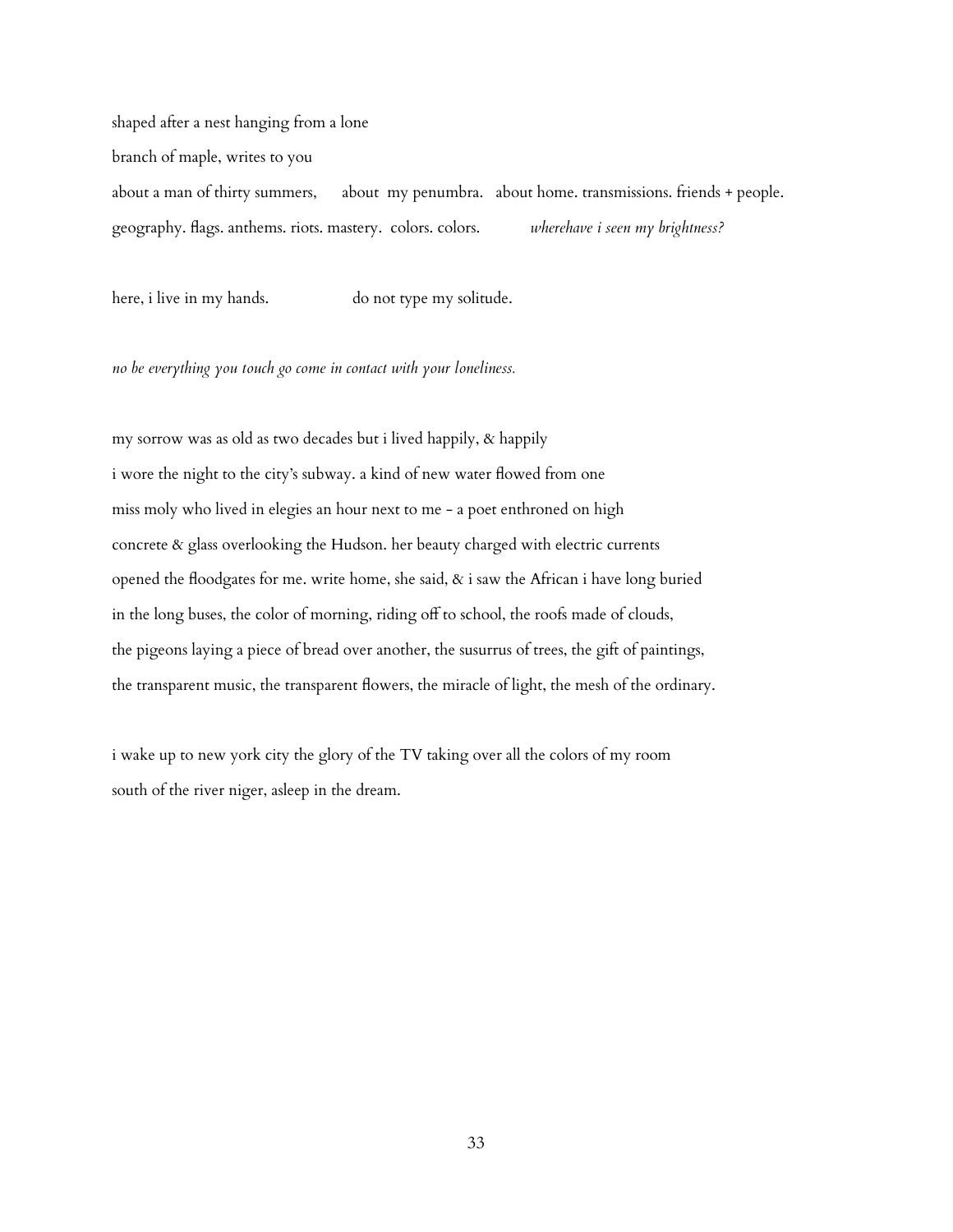shaped after a nest hanging from a lone

branch of maple, writes to you

about a man of thirty summers,   about my penumbra.  about home. transmissions. friends + people. geography. flags. anthems. riots. mastery. colors. colors.   *wherehave i seen my brightness?*

here, i live in my hands.     do not type my solitude.

*no be everything you touch go come in contact with your loneliness.*

my sorrow was as old as two decades but i lived happily, & happily
i wore the night to the city's subway. a kind of new water flowed from one
miss moly who lived in elegies an hour next to me - a poet enthroned on high
concrete & glass overlooking the Hudson. her beauty charged with electric currents
opened the floodgates for me. write home, she said, & i saw the African i have long buried
in the long buses, the color of morning, riding off to school, the roofs made of clouds,
the pigeons laying a piece of bread over another, the susurrus of trees, the gift of paintings,
the transparent music, the transparent flowers, the miracle of light, the mesh of the ordinary.

i wake up to new york city the glory of the TV taking over all the colors of my room
south of the river niger, asleep in the dream.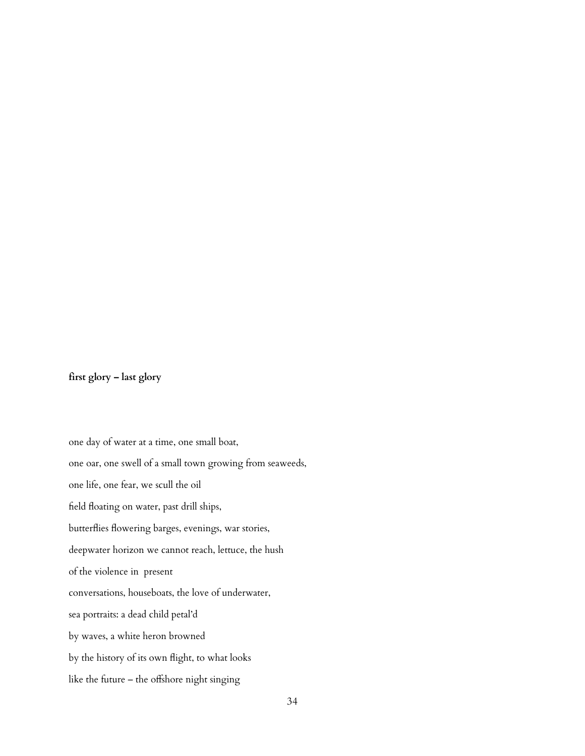**first glory – last glory**

one day of water at a time, one small boat,

one oar, one swell of a small town growing from seaweeds,

one life, one fear, we scull the oil

field floating on water, past drill ships,

butterflies flowering barges, evenings, war stories,

deepwater horizon we cannot reach, lettuce, the hush

of the violence in  present

conversations, houseboats, the love of underwater,

sea portraits: a dead child petal'd

by waves, a white heron browned

by the history of its own flight, to what looks

like the future – the offshore night singing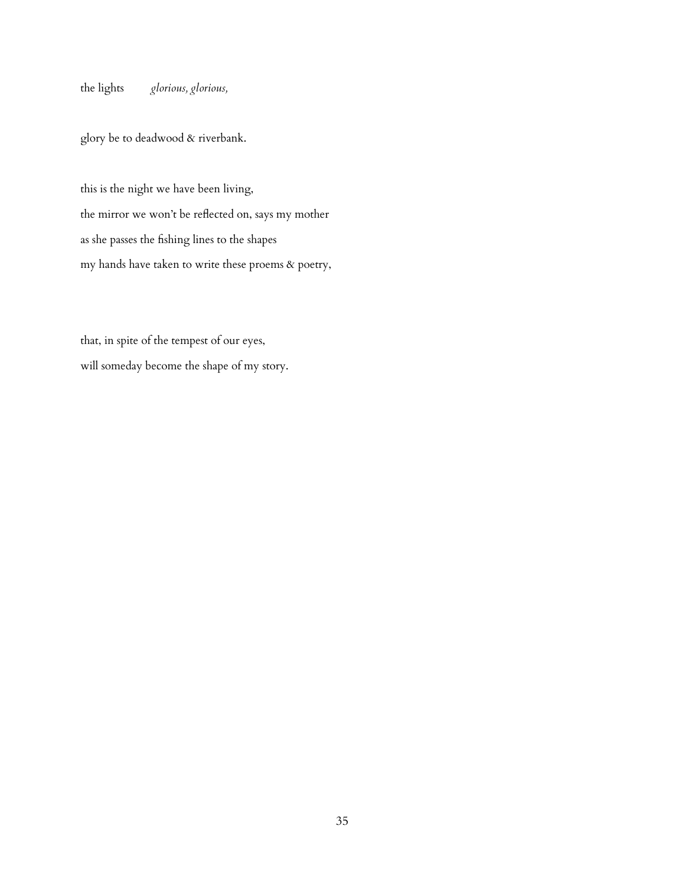the lights *glorious, glorious,*

glory be to deadwood & riverbank.

this is the night we have been living,  
the mirror we won't be reflected on, says my mother  
as she passes the fishing lines to the shapes  
my hands have taken to write these proems & poetry,

that, in spite of the tempest of our eyes,  
will someday become the shape of my story.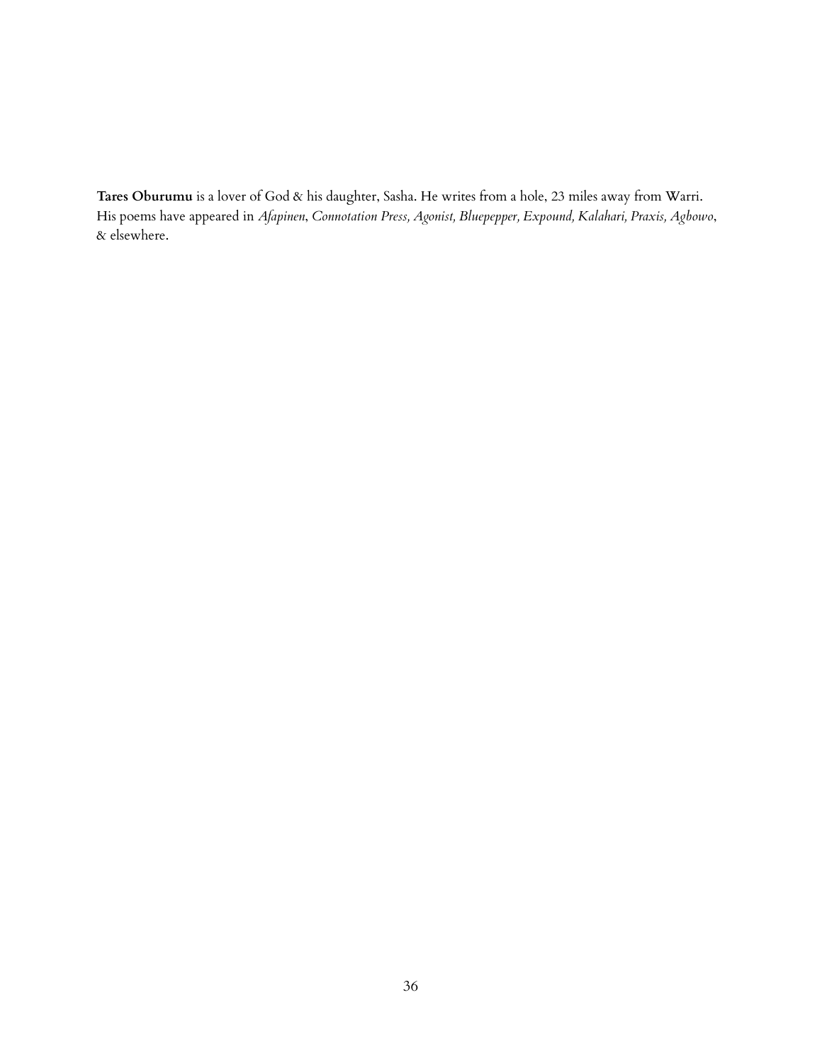**Tares Oburumu** is a lover of God & his daughter, Sasha. He writes from a hole, 23 miles away from Warri. His poems have appeared in *Afapinen*, *Connotation Press, Agonist, Bluepepper, Expound, Kalahari, Praxis, Agbowo*, & elsewhere.